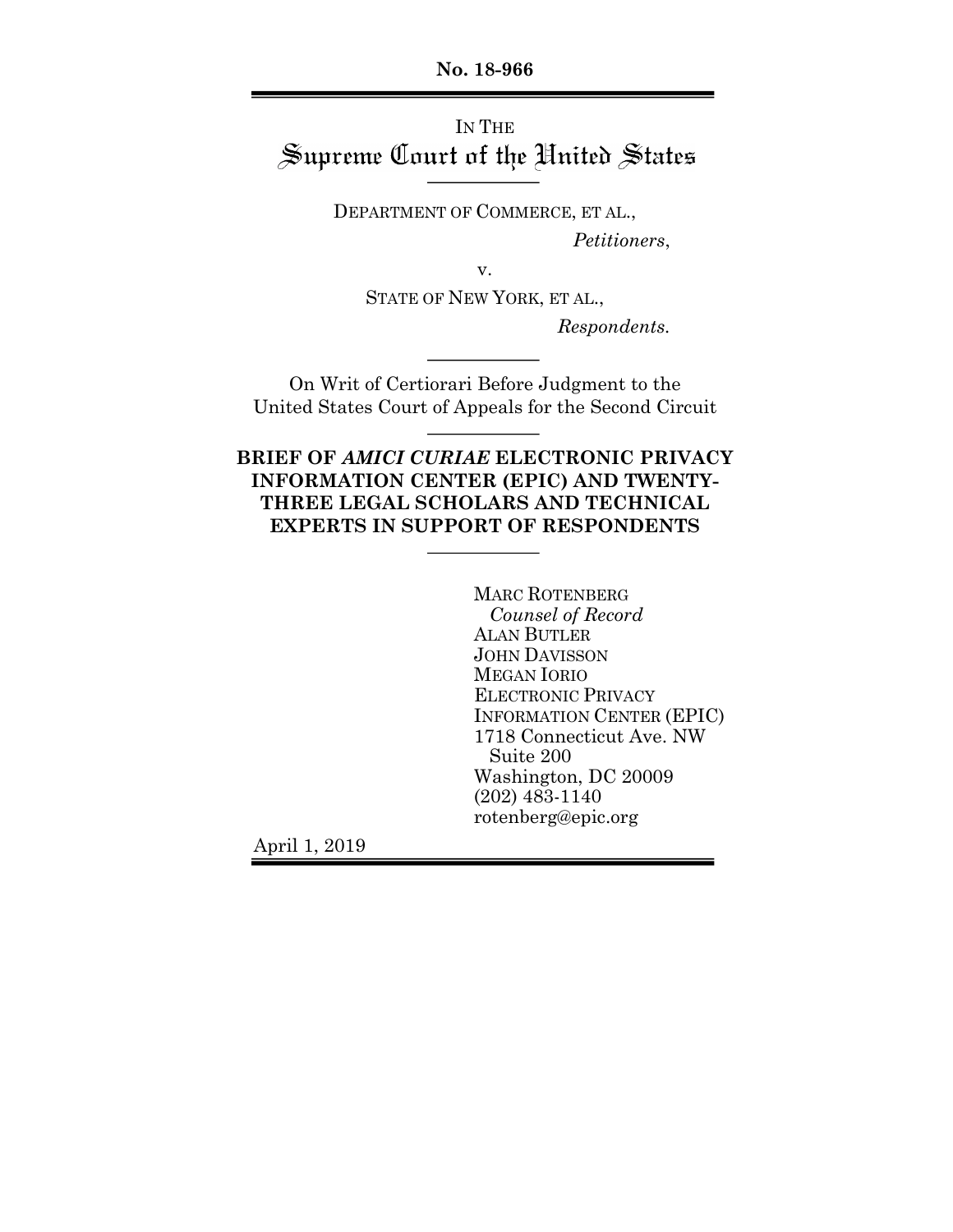**No. 18-966**

IN THE
# Supreme Court of the United States

DEPARTMENT OF COMMERCE, ET AL.,

*Petitioners*,

v.

STATE OF NEW YORK, ET AL.,

*Respondents*.

On Writ of Certiorari Before Judgment to the United States Court of Appeals for the Second Circuit

**BRIEF OF *AMICI CURIAE* ELECTRONIC PRIVACY INFORMATION CENTER (EPIC) AND TWENTY-THREE LEGAL SCHOLARS AND TECHNICAL EXPERTS IN SUPPORT OF RESPONDENTS**

MARC ROTENBERG
*Counsel of Record*
ALAN BUTLER
JOHN DAVISSON
MEGAN IORIO
ELECTRONIC PRIVACY INFORMATION CENTER (EPIC)
1718 Connecticut Ave. NW
Suite 200
Washington, DC 20009
(202) 483-1140
rotenberg@epic.org

April 1, 2019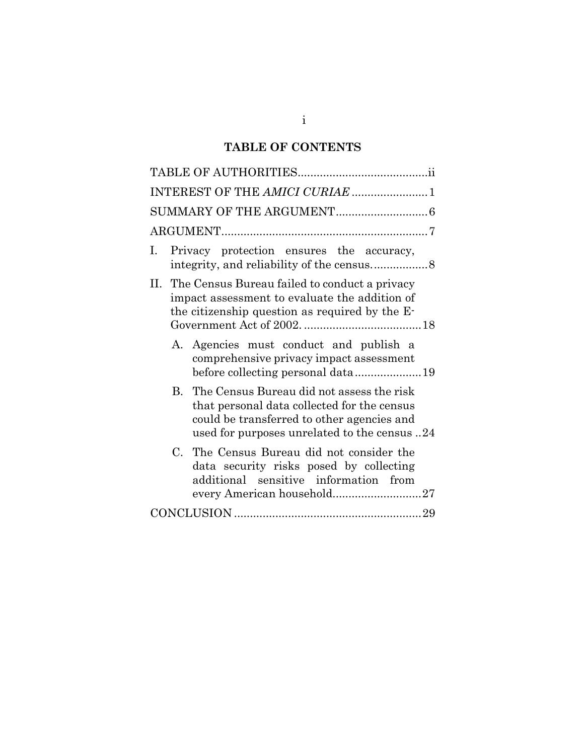## TABLE OF CONTENTS

TABLE OF AUTHORITIES........................................ii

INTEREST OF THE *AMICI CURIAE* ........................1

SUMMARY OF THE ARGUMENT............................6

ARGUMENT................................................................7

I. Privacy protection ensures the accuracy, integrity, and reliability of the census.................8

II. The Census Bureau failed to conduct a privacy impact assessment to evaluate the addition of the citizenship question as required by the E-Government Act of 2002. ....................................18

   A. Agencies must conduct and publish a comprehensive privacy impact assessment before collecting personal data....................19

   B. The Census Bureau did not assess the risk that personal data collected for the census could be transferred to other agencies and used for purposes unrelated to the census ..24

   C. The Census Bureau did not consider the data security risks posed by collecting additional sensitive information from every American household...........................27

CONCLUSION ..........................................................29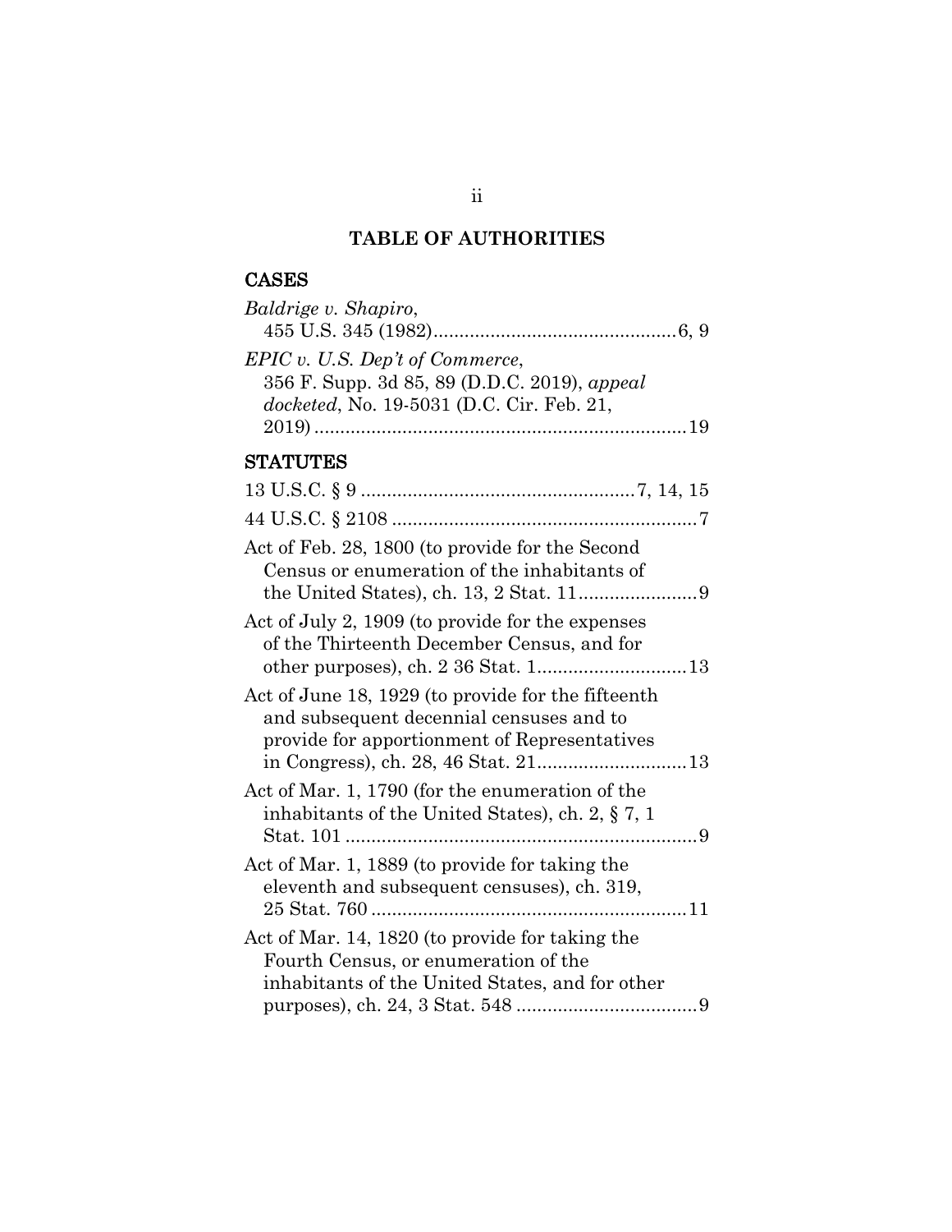# TABLE OF AUTHORITIES

## CASES

*Baldrige v. Shapiro*, 455 U.S. 345 (1982)....................................................6, 9

*EPIC v. U.S. Dep't of Commerce*, 356 F. Supp. 3d 85, 89 (D.D.C. 2019), *appeal docketed*, No. 19-5031 (D.C. Cir. Feb. 21, 2019)........................................................................19

## STATUTES

13 U.S.C. § 9 ......................................................7, 14, 15

44 U.S.C. § 2108 ............................................................7

Act of Feb. 28, 1800 (to provide for the Second Census or enumeration of the inhabitants of the United States), ch. 13, 2 Stat. 11.......................9

Act of July 2, 1909 (to provide for the expenses of the Thirteenth December Census, and for other purposes), ch. 2 36 Stat. 1.............................13

Act of June 18, 1929 (to provide for the fifteenth and subsequent decennial censuses and to provide for apportionment of Representatives in Congress), ch. 28, 46 Stat. 21.............................13

Act of Mar. 1, 1790 (for the enumeration of the inhabitants of the United States), ch. 2, § 7, 1 Stat. 101 ....................................................................9

Act of Mar. 1, 1889 (to provide for taking the eleventh and subsequent censuses), ch. 319, 25 Stat. 760 .............................................................11

Act of Mar. 14, 1820 (to provide for taking the Fourth Census, or enumeration of the inhabitants of the United States, and for other purposes), ch. 24, 3 Stat. 548 ...................................9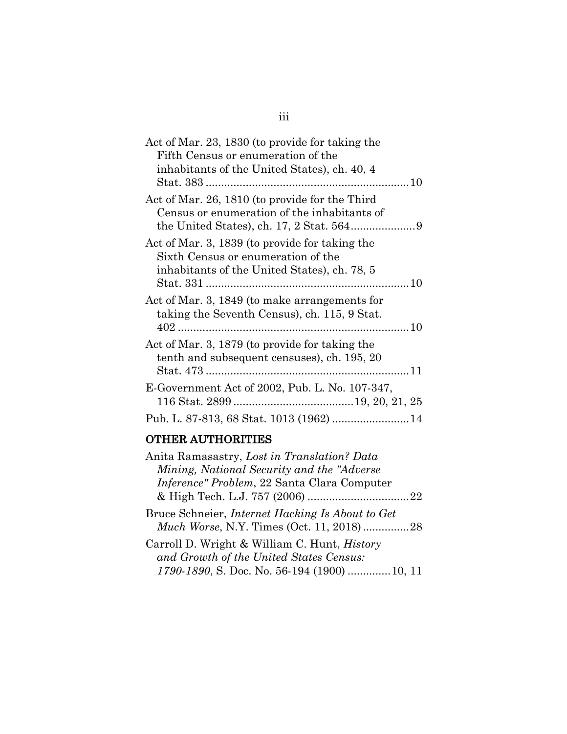Act of Mar. 23, 1830 (to provide for taking the Fifth Census or enumeration of the inhabitants of the United States), ch. 40, 4 Stat. 383 .................................................................10

Act of Mar. 26, 1810 (to provide for the Third Census or enumeration of the inhabitants of the United States), ch. 17, 2 Stat. 564.....................9

Act of Mar. 3, 1839 (to provide for taking the Sixth Census or enumeration of the inhabitants of the United States), ch. 78, 5 Stat. 331 .................................................................10

Act of Mar. 3, 1849 (to make arrangements for taking the Seventh Census), ch. 115, 9 Stat. 402 ..........................................................................10

Act of Mar. 3, 1879 (to provide for taking the tenth and subsequent censuses), ch. 195, 20 Stat. 473 .................................................................11

E-Government Act of 2002, Pub. L. No. 107-347, 116 Stat. 2899 .......................................19, 20, 21, 25

Pub. L. 87-813, 68 Stat. 1013 (1962) .........................14

## OTHER AUTHORITIES

Anita Ramasastry, *Lost in Translation? Data Mining, National Security and the "Adverse Inference" Problem*, 22 Santa Clara Computer & High Tech. L.J. 757 (2006) .................................22

Bruce Schneier, *Internet Hacking Is About to Get Much Worse*, N.Y. Times (Oct. 11, 2018) ...............28

Carroll D. Wright & William C. Hunt, *History and Growth of the United States Census: 1790-1890*, S. Doc. No. 56-194 (1900) .............10, 11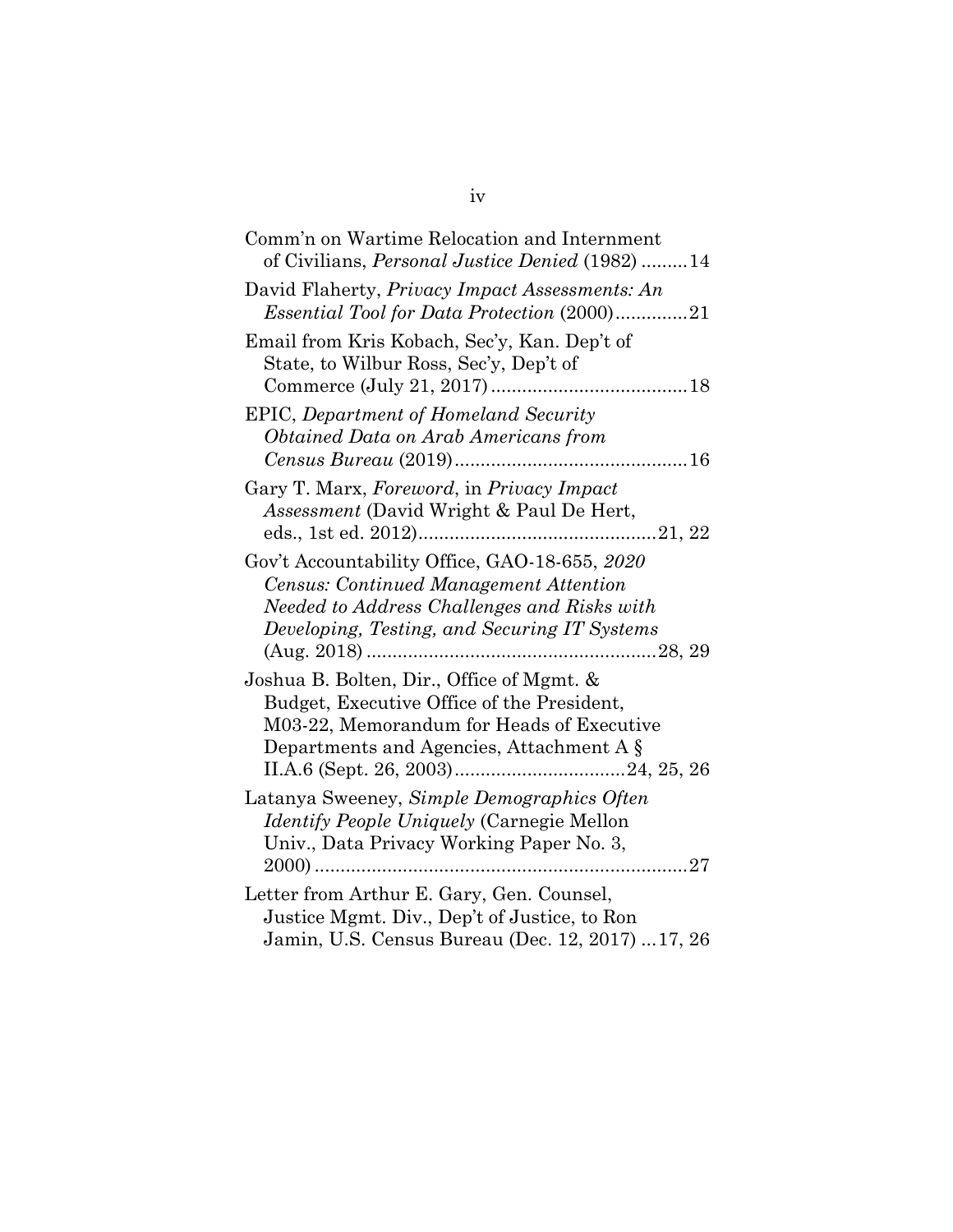Comm'n on Wartime Relocation and Internment of Civilians, *Personal Justice Denied* (1982) .........14

David Flaherty, *Privacy Impact Assessments: An Essential Tool for Data Protection* (2000)..............21

Email from Kris Kobach, Sec'y, Kan. Dep't of State, to Wilbur Ross, Sec'y, Dep't of Commerce (July 21, 2017) ......................................18

EPIC, *Department of Homeland Security Obtained Data on Arab Americans from Census Bureau* (2019).............................................16

Gary T. Marx, *Foreword*, in *Privacy Impact Assessment* (David Wright & Paul De Hert, eds., 1st ed. 2012).............................................21, 22

Gov't Accountability Office, GAO-18-655, *2020 Census: Continued Management Attention Needed to Address Challenges and Risks with Developing, Testing, and Securing IT Systems* (Aug. 2018) ........................................................28, 29

Joshua B. Bolten, Dir., Office of Mgmt. & Budget, Executive Office of the President, M03-22, Memorandum for Heads of Executive Departments and Agencies, Attachment A § II.A.6 (Sept. 26, 2003).................................24, 25, 26

Latanya Sweeney, *Simple Demographics Often Identify People Uniquely* (Carnegie Mellon Univ., Data Privacy Working Paper No. 3, 2000) ........................................................................27

Letter from Arthur E. Gary, Gen. Counsel, Justice Mgmt. Div., Dep't of Justice, to Ron Jamin, U.S. Census Bureau (Dec. 12, 2017) ...17, 26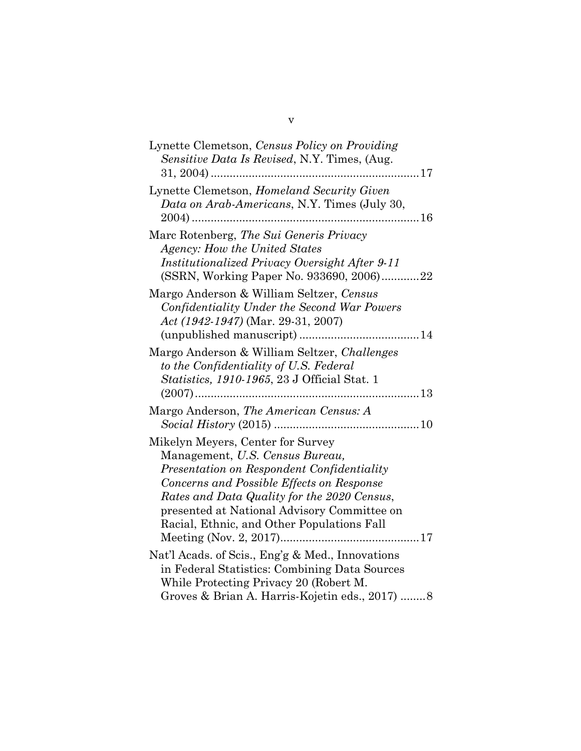Lynette Clemetson, *Census Policy on Providing Sensitive Data Is Revised*, N.Y. Times, (Aug. 31, 2004) .................................................................17

Lynette Clemetson, *Homeland Security Given Data on Arab-Americans*, N.Y. Times (July 30, 2004) .......................................................................16

Marc Rotenberg, *The Sui Generis Privacy Agency: How the United States Institutionalized Privacy Oversight After 9-11* (SSRN, Working Paper No. 933690, 2006)............22

Margo Anderson & William Seltzer, *Census Confidentiality Under the Second War Powers Act (1942-1947)* (Mar. 29-31, 2007) (unpublished manuscript) ......................................14

Margo Anderson & William Seltzer, *Challenges to the Confidentiality of U.S. Federal Statistics, 1910-1965*, 23 J Official Stat. 1 (2007).......................................................................13

Margo Anderson, *The American Census: A Social History* (2015) .............................................10

Mikelyn Meyers, Center for Survey Management, *U.S. Census Bureau, Presentation on Respondent Confidentiality Concerns and Possible Effects on Response Rates and Data Quality for the 2020 Census*, presented at National Advisory Committee on Racial, Ethnic, and Other Populations Fall Meeting (Nov. 2, 2017)...........................................17

Nat'l Acads. of Scis., Eng'g & Med., Innovations in Federal Statistics: Combining Data Sources While Protecting Privacy 20 (Robert M. Groves & Brian A. Harris-Kojetin eds., 2017) ........8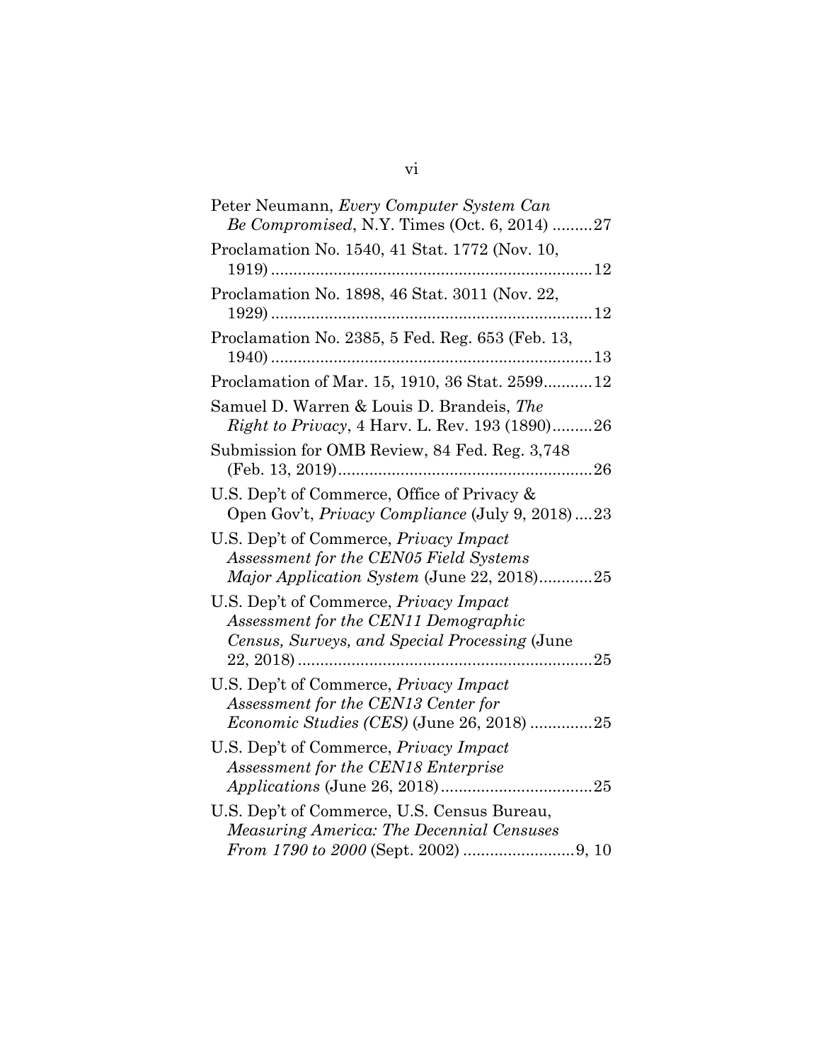Peter Neumann, *Every Computer System Can Be Compromised*, N.Y. Times (Oct. 6, 2014) .........27

Proclamation No. 1540, 41 Stat. 1772 (Nov. 10, 1919) .........12

Proclamation No. 1898, 46 Stat. 3011 (Nov. 22, 1929) .........12

Proclamation No. 2385, 5 Fed. Reg. 653 (Feb. 13, 1940) .........13

Proclamation of Mar. 15, 1910, 36 Stat. 2599...........12

Samuel D. Warren & Louis D. Brandeis, *The Right to Privacy*, 4 Harv. L. Rev. 193 (1890).........26

Submission for OMB Review, 84 Fed. Reg. 3,748 (Feb. 13, 2019).........26

U.S. Dep't of Commerce, Office of Privacy & Open Gov't, *Privacy Compliance* (July 9, 2018)....23

U.S. Dep't of Commerce, *Privacy Impact Assessment for the CEN05 Field Systems Major Application System* (June 22, 2018)............25

U.S. Dep't of Commerce, *Privacy Impact Assessment for the CEN11 Demographic Census, Surveys, and Special Processing* (June 22, 2018) .........25

U.S. Dep't of Commerce, *Privacy Impact Assessment for the CEN13 Center for Economic Studies (CES)* (June 26, 2018) .............25

U.S. Dep't of Commerce, *Privacy Impact Assessment for the CEN18 Enterprise Applications* (June 26, 2018).........25

U.S. Dep't of Commerce, U.S. Census Bureau, *Measuring America: The Decennial Censuses From 1790 to 2000* (Sept. 2002) .........9, 10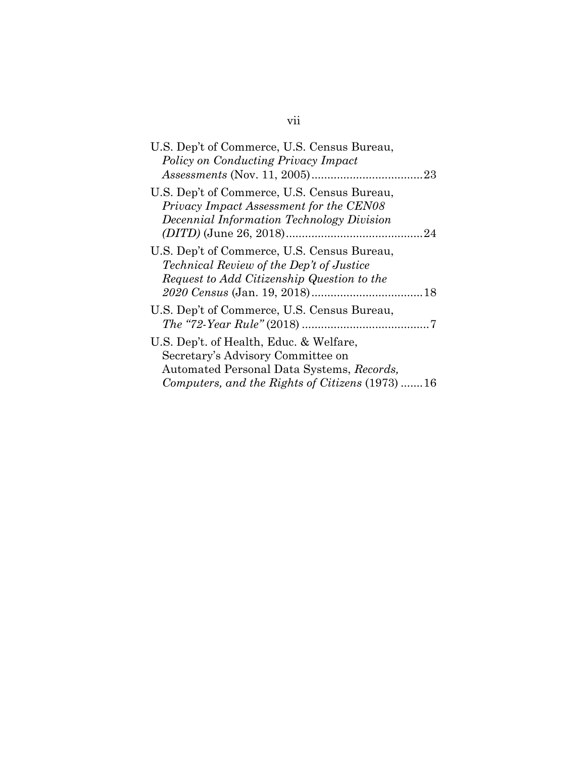U.S. Dep't of Commerce, U.S. Census Bureau, *Policy on Conducting Privacy Impact Assessments* (Nov. 11, 2005)....................................23

U.S. Dep't of Commerce, U.S. Census Bureau, *Privacy Impact Assessment for the CEN08 Decennial Information Technology Division (DITD)* (June 26, 2018)...........................................24

U.S. Dep't of Commerce, U.S. Census Bureau, *Technical Review of the Dep't of Justice Request to Add Citizenship Question to the 2020 Census* (Jan. 19, 2018)...................................18

U.S. Dep't of Commerce, U.S. Census Bureau, *The "72-Year Rule"* (2018) ........................................7

U.S. Dep't. of Health, Educ. & Welfare, Secretary's Advisory Committee on Automated Personal Data Systems, *Records, Computers, and the Rights of Citizens* (1973) .......16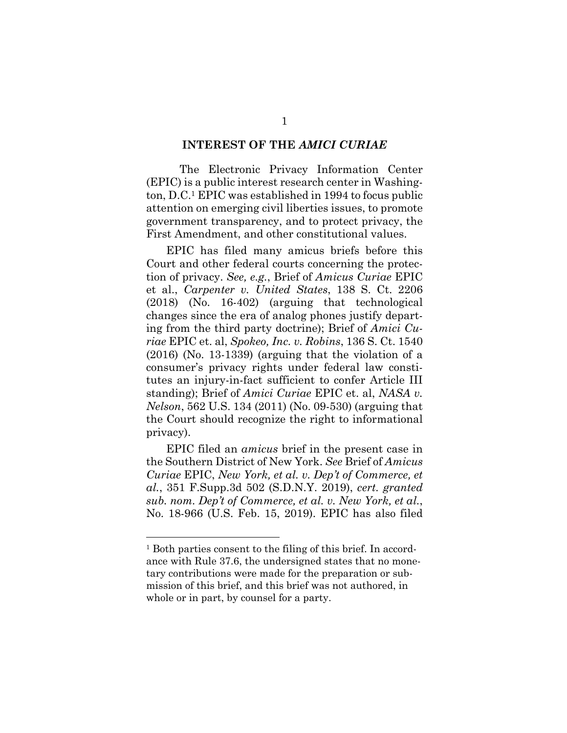## INTEREST OF THE *AMICI CURIAE*

The Electronic Privacy Information Center (EPIC) is a public interest research center in Washington, D.C.[1] EPIC was established in 1994 to focus public attention on emerging civil liberties issues, to promote government transparency, and to protect privacy, the First Amendment, and other constitutional values.

EPIC has filed many amicus briefs before this Court and other federal courts concerning the protection of privacy. *See, e.g.*, Brief of *Amicus Curiae* EPIC et al., *Carpenter v. United States*, 138 S. Ct. 2206 (2018) (No. 16-402) (arguing that technological changes since the era of analog phones justify departing from the third party doctrine); Brief of *Amici Curiae* EPIC et. al, *Spokeo, Inc. v. Robins*, 136 S. Ct. 1540 (2016) (No. 13-1339) (arguing that the violation of a consumer's privacy rights under federal law constitutes an injury-in-fact sufficient to confer Article III standing); Brief of *Amici Curiae* EPIC et. al, *NASA v. Nelson*, 562 U.S. 134 (2011) (No. 09-530) (arguing that the Court should recognize the right to informational privacy).

EPIC filed an *amicus* brief in the present case in the Southern District of New York. *See* Brief of *Amicus Curiae* EPIC, *New York, et al. v. Dep't of Commerce, et al.*, 351 F.Supp.3d 502 (S.D.N.Y. 2019), *cert. granted sub. nom. Dep't of Commerce, et al. v. New York, et al.*, No. 18-966 (U.S. Feb. 15, 2019). EPIC has also filed

[1] Both parties consent to the filing of this brief. In accordance with Rule 37.6, the undersigned states that no monetary contributions were made for the preparation or submission of this brief, and this brief was not authored, in whole or in part, by counsel for a party.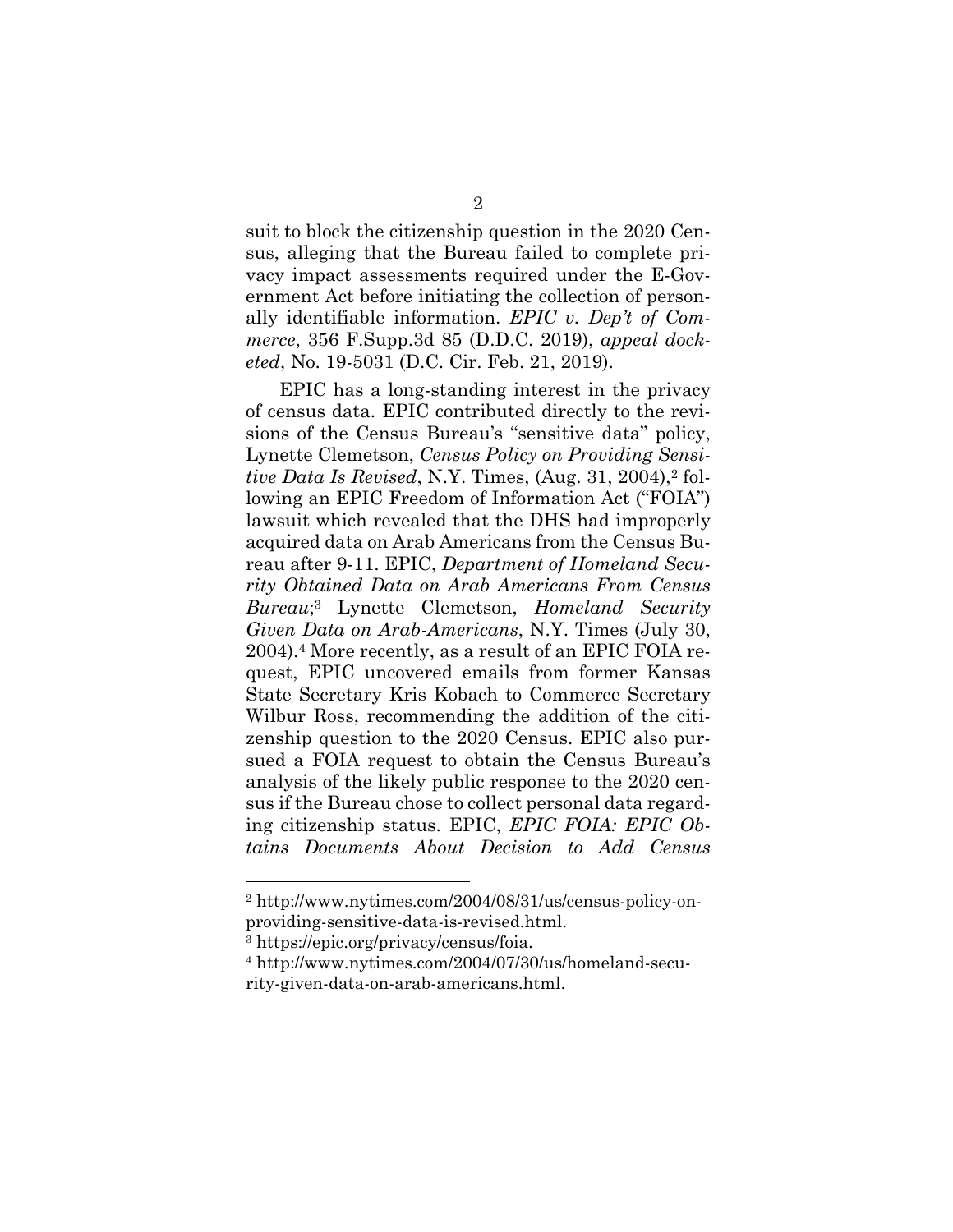suit to block the citizenship question in the 2020 Census, alleging that the Bureau failed to complete privacy impact assessments required under the E-Government Act before initiating the collection of personally identifiable information. *EPIC v. Dep't of Commerce*, 356 F.Supp.3d 85 (D.D.C. 2019), *appeal docketed*, No. 19-5031 (D.C. Cir. Feb. 21, 2019).

EPIC has a long-standing interest in the privacy of census data. EPIC contributed directly to the revisions of the Census Bureau's "sensitive data" policy, Lynette Clemetson, *Census Policy on Providing Sensitive Data Is Revised*, N.Y. Times, (Aug. 31, 2004),[2] following an EPIC Freedom of Information Act ("FOIA") lawsuit which revealed that the DHS had improperly acquired data on Arab Americans from the Census Bureau after 9-11. EPIC, *Department of Homeland Security Obtained Data on Arab Americans From Census Bureau*;[3] Lynette Clemetson, *Homeland Security Given Data on Arab-Americans*, N.Y. Times (July 30, 2004).[4] More recently, as a result of an EPIC FOIA request, EPIC uncovered emails from former Kansas State Secretary Kris Kobach to Commerce Secretary Wilbur Ross, recommending the addition of the citizenship question to the 2020 Census. EPIC also pursued a FOIA request to obtain the Census Bureau's analysis of the likely public response to the 2020 census if the Bureau chose to collect personal data regarding citizenship status. EPIC, *EPIC FOIA: EPIC Obtains Documents About Decision to Add Census*

---

[2] http://www.nytimes.com/2004/08/31/us/census-policy-on-providing-sensitive-data-is-revised.html.

[3] https://epic.org/privacy/census/foia.

[4] http://www.nytimes.com/2004/07/30/us/homeland-security-given-data-on-arab-americans.html.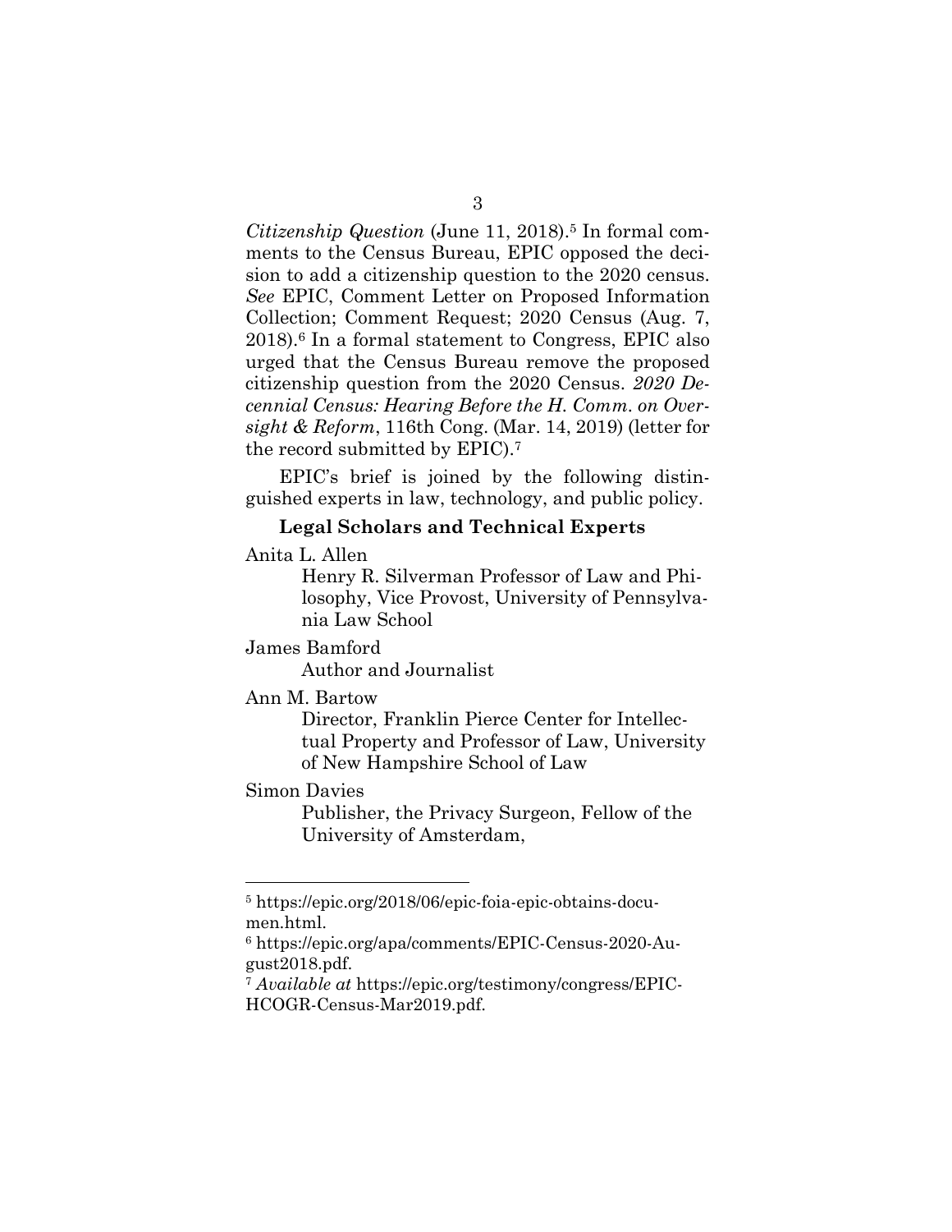*Citizenship Question* (June 11, 2018).[5] In formal comments to the Census Bureau, EPIC opposed the decision to add a citizenship question to the 2020 census. *See* EPIC, Comment Letter on Proposed Information Collection; Comment Request; 2020 Census (Aug. 7, 2018).[6] In a formal statement to Congress, EPIC also urged that the Census Bureau remove the proposed citizenship question from the 2020 Census. *2020 Decennial Census: Hearing Before the H. Comm. on Oversight & Reform*, 116th Cong. (Mar. 14, 2019) (letter for the record submitted by EPIC).[7]

EPIC's brief is joined by the following distinguished experts in law, technology, and public policy.

**Legal Scholars and Technical Experts**

Anita L. Allen
: Henry R. Silverman Professor of Law and Philosophy, Vice Provost, University of Pennsylvania Law School

James Bamford
: Author and Journalist

Ann M. Bartow
: Director, Franklin Pierce Center for Intellectual Property and Professor of Law, University of New Hampshire School of Law

Simon Davies
: Publisher, the Privacy Surgeon, Fellow of the University of Amsterdam,

---

[5] https://epic.org/2018/06/epic-foia-epic-obtains-documen.html.

[6] https://epic.org/apa/comments/EPIC-Census-2020-August2018.pdf.

[7] *Available at* https://epic.org/testimony/congress/EPIC-HCOGR-Census-Mar2019.pdf.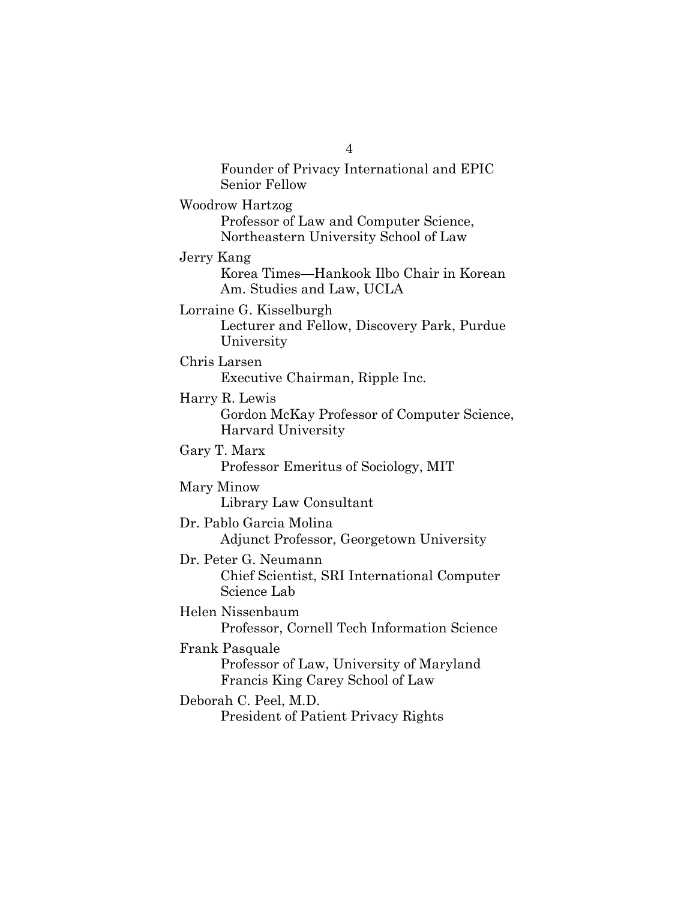Founder of Privacy International and EPIC Senior Fellow

Woodrow Hartzog
Professor of Law and Computer Science, Northeastern University School of Law

Jerry Kang
Korea Times—Hankook Ilbo Chair in Korean Am. Studies and Law, UCLA

Lorraine G. Kisselburgh
Lecturer and Fellow, Discovery Park, Purdue University

Chris Larsen
Executive Chairman, Ripple Inc.

Harry R. Lewis
Gordon McKay Professor of Computer Science, Harvard University

Gary T. Marx
Professor Emeritus of Sociology, MIT

Mary Minow
Library Law Consultant

Dr. Pablo Garcia Molina
Adjunct Professor, Georgetown University

Dr. Peter G. Neumann
Chief Scientist, SRI International Computer Science Lab

Helen Nissenbaum
Professor, Cornell Tech Information Science

Frank Pasquale
Professor of Law, University of Maryland Francis King Carey School of Law

Deborah C. Peel, M.D.
President of Patient Privacy Rights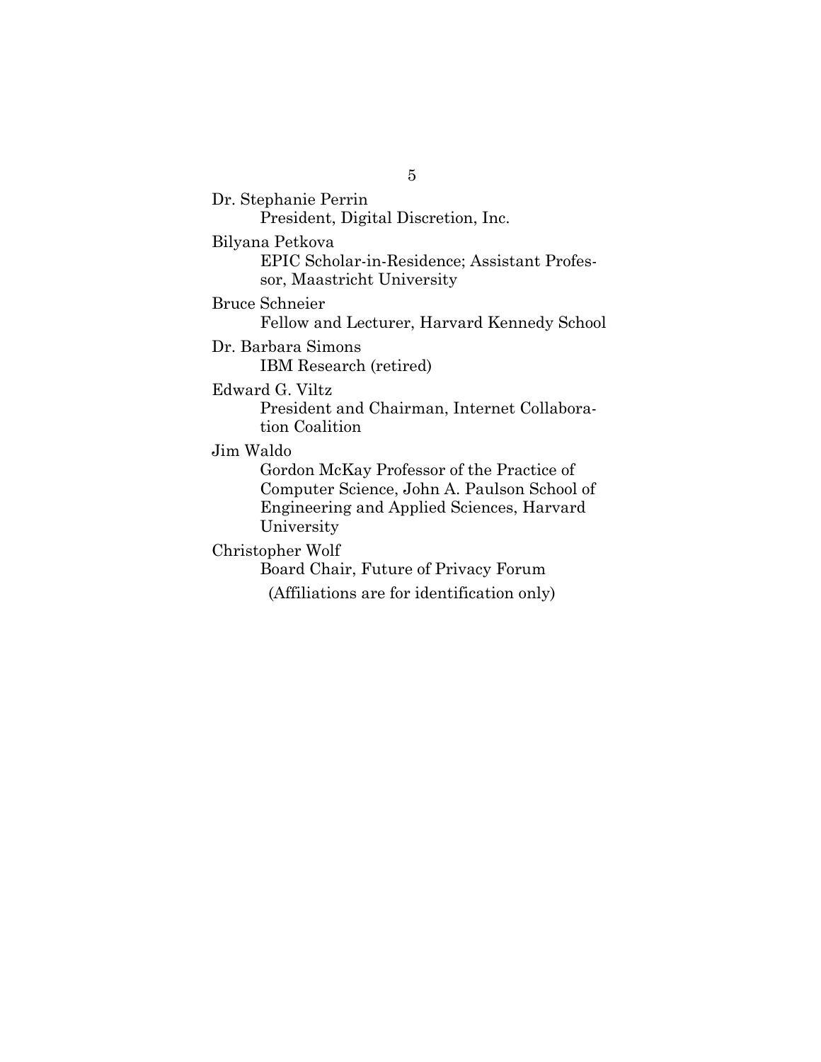Dr. Stephanie Perrin
President, Digital Discretion, Inc.

Bilyana Petkova
EPIC Scholar-in-Residence; Assistant Professor, Maastricht University

Bruce Schneier
Fellow and Lecturer, Harvard Kennedy School

Dr. Barbara Simons
IBM Research (retired)

Edward G. Viltz
President and Chairman, Internet Collaboration Coalition

Jim Waldo
Gordon McKay Professor of the Practice of Computer Science, John A. Paulson School of Engineering and Applied Sciences, Harvard University

Christopher Wolf
Board Chair, Future of Privacy Forum

(Affiliations are for identification only)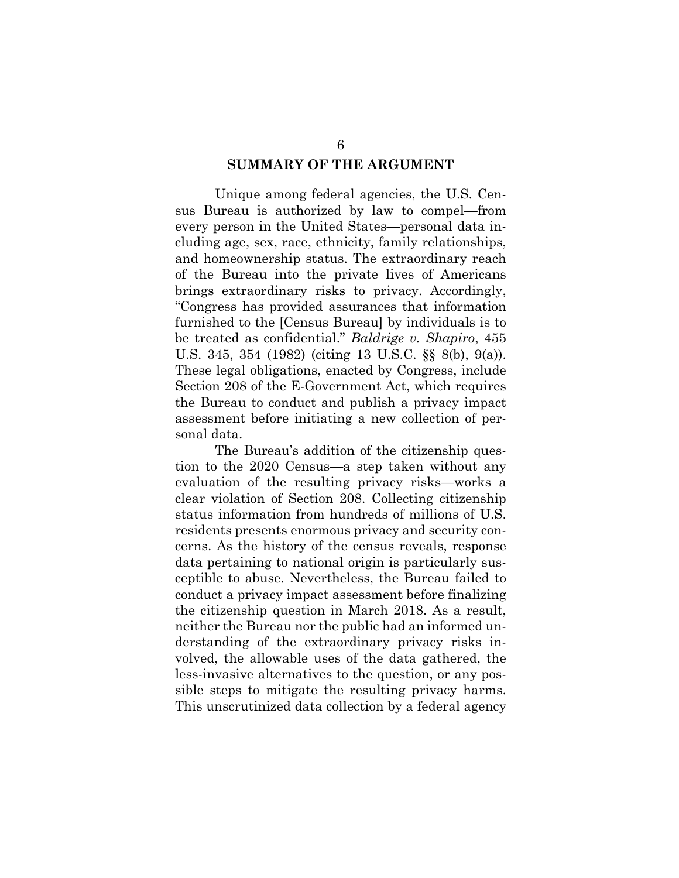## SUMMARY OF THE ARGUMENT

Unique among federal agencies, the U.S. Census Bureau is authorized by law to compel—from every person in the United States—personal data including age, sex, race, ethnicity, family relationships, and homeownership status. The extraordinary reach of the Bureau into the private lives of Americans brings extraordinary risks to privacy. Accordingly, "Congress has provided assurances that information furnished to the [Census Bureau] by individuals is to be treated as confidential." *Baldrige v. Shapiro*, 455 U.S. 345, 354 (1982) (citing 13 U.S.C. §§ 8(b), 9(a)). These legal obligations, enacted by Congress, include Section 208 of the E-Government Act, which requires the Bureau to conduct and publish a privacy impact assessment before initiating a new collection of personal data.

The Bureau's addition of the citizenship question to the 2020 Census—a step taken without any evaluation of the resulting privacy risks—works a clear violation of Section 208. Collecting citizenship status information from hundreds of millions of U.S. residents presents enormous privacy and security concerns. As the history of the census reveals, response data pertaining to national origin is particularly susceptible to abuse. Nevertheless, the Bureau failed to conduct a privacy impact assessment before finalizing the citizenship question in March 2018. As a result, neither the Bureau nor the public had an informed understanding of the extraordinary privacy risks involved, the allowable uses of the data gathered, the less-invasive alternatives to the question, or any possible steps to mitigate the resulting privacy harms. This unscrutinized data collection by a federal agency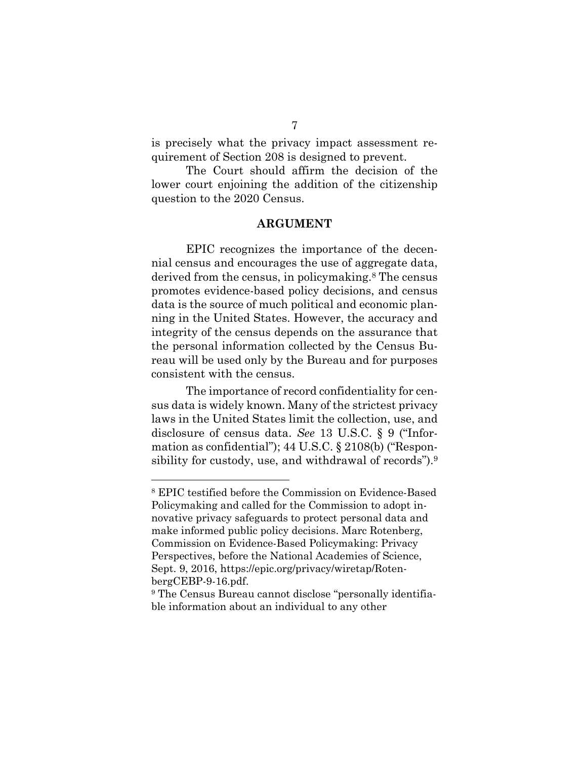is precisely what the privacy impact assessment requirement of Section 208 is designed to prevent.

The Court should affirm the decision of the lower court enjoining the addition of the citizenship question to the 2020 Census.

## ARGUMENT

EPIC recognizes the importance of the decennial census and encourages the use of aggregate data, derived from the census, in policymaking.[8] The census promotes evidence-based policy decisions, and census data is the source of much political and economic planning in the United States. However, the accuracy and integrity of the census depends on the assurance that the personal information collected by the Census Bureau will be used only by the Bureau and for purposes consistent with the census.

The importance of record confidentiality for census data is widely known. Many of the strictest privacy laws in the United States limit the collection, use, and disclosure of census data. *See* 13 U.S.C. § 9 ("Information as confidential"); 44 U.S.C. § 2108(b) ("Responsibility for custody, use, and withdrawal of records").[9]

---

[8] EPIC testified before the Commission on Evidence-Based Policymaking and called for the Commission to adopt innovative privacy safeguards to protect personal data and make informed public policy decisions. Marc Rotenberg, Commission on Evidence-Based Policymaking: Privacy Perspectives, before the National Academies of Science, Sept. 9, 2016, https://epic.org/privacy/wiretap/RotenbergCEBP-9-16.pdf.

[9] The Census Bureau cannot disclose "personally identifiable information about an individual to any other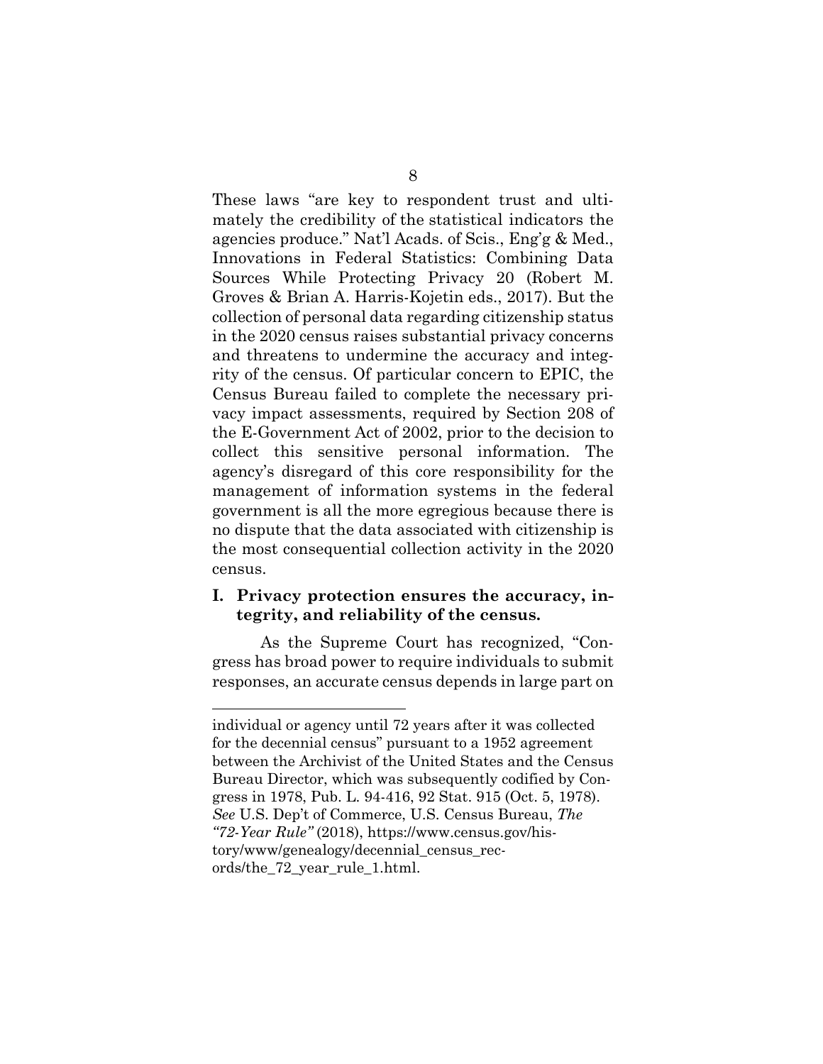These laws "are key to respondent trust and ultimately the credibility of the statistical indicators the agencies produce." Nat'l Acads. of Scis., Eng'g & Med., Innovations in Federal Statistics: Combining Data Sources While Protecting Privacy 20 (Robert M. Groves & Brian A. Harris-Kojetin eds., 2017). But the collection of personal data regarding citizenship status in the 2020 census raises substantial privacy concerns and threatens to undermine the accuracy and integrity of the census. Of particular concern to EPIC, the Census Bureau failed to complete the necessary privacy impact assessments, required by Section 208 of the E-Government Act of 2002, prior to the decision to collect this sensitive personal information. The agency's disregard of this core responsibility for the management of information systems in the federal government is all the more egregious because there is no dispute that the data associated with citizenship is the most consequential collection activity in the 2020 census.

## I. Privacy protection ensures the accuracy, integrity, and reliability of the census.

As the Supreme Court has recognized, "Congress has broad power to require individuals to submit responses, an accurate census depends in large part on

---

individual or agency until 72 years after it was collected for the decennial census" pursuant to a 1952 agreement between the Archivist of the United States and the Census Bureau Director, which was subsequently codified by Congress in 1978, Pub. L. 94-416, 92 Stat. 915 (Oct. 5, 1978). *See* U.S. Dep't of Commerce, U.S. Census Bureau, *The "72-Year Rule"* (2018), https://www.census.gov/history/www/genealogy/decennial_census_records/the_72_year_rule_1.html.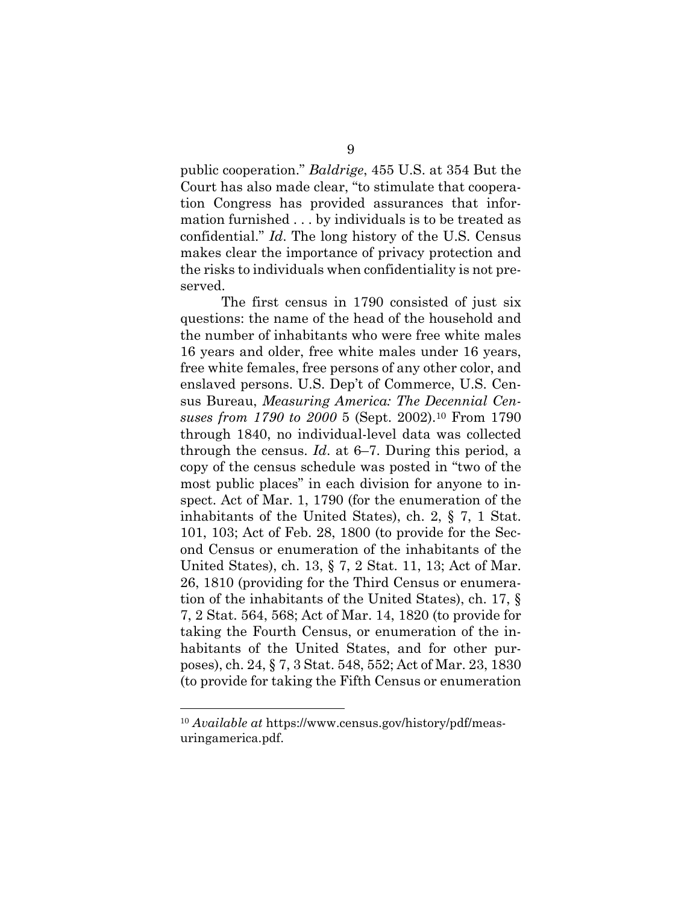public cooperation." *Baldrige*, 455 U.S. at 354 But the Court has also made clear, "to stimulate that cooperation Congress has provided assurances that information furnished . . . by individuals is to be treated as confidential." *Id*. The long history of the U.S. Census makes clear the importance of privacy protection and the risks to individuals when confidentiality is not preserved.

The first census in 1790 consisted of just six questions: the name of the head of the household and the number of inhabitants who were free white males 16 years and older, free white males under 16 years, free white females, free persons of any other color, and enslaved persons. U.S. Dep't of Commerce, U.S. Census Bureau, *Measuring America: The Decennial Censuses from 1790 to 2000* 5 (Sept. 2002).[10] From 1790 through 1840, no individual-level data was collected through the census. *Id*. at 6–7. During this period, a copy of the census schedule was posted in "two of the most public places" in each division for anyone to inspect. Act of Mar. 1, 1790 (for the enumeration of the inhabitants of the United States), ch. 2, § 7, 1 Stat. 101, 103; Act of Feb. 28, 1800 (to provide for the Second Census or enumeration of the inhabitants of the United States), ch. 13, § 7, 2 Stat. 11, 13; Act of Mar. 26, 1810 (providing for the Third Census or enumeration of the inhabitants of the United States), ch. 17, § 7, 2 Stat. 564, 568; Act of Mar. 14, 1820 (to provide for taking the Fourth Census, or enumeration of the inhabitants of the United States, and for other purposes), ch. 24, § 7, 3 Stat. 548, 552; Act of Mar. 23, 1830 (to provide for taking the Fifth Census or enumeration

[10] *Available at* https://www.census.gov/history/pdf/measuringamerica.pdf.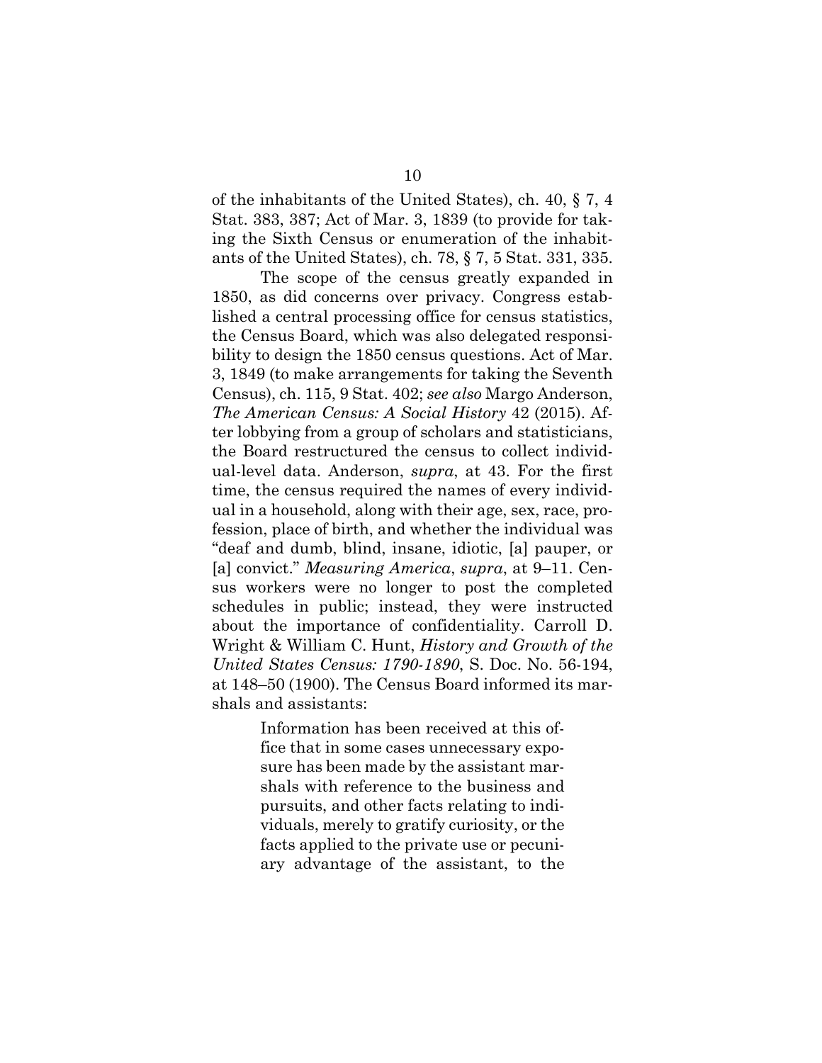of the inhabitants of the United States), ch. 40, § 7, 4 Stat. 383, 387; Act of Mar. 3, 1839 (to provide for taking the Sixth Census or enumeration of the inhabitants of the United States), ch. 78, § 7, 5 Stat. 331, 335.

The scope of the census greatly expanded in 1850, as did concerns over privacy. Congress established a central processing office for census statistics, the Census Board, which was also delegated responsibility to design the 1850 census questions. Act of Mar. 3, 1849 (to make arrangements for taking the Seventh Census), ch. 115, 9 Stat. 402; *see also* Margo Anderson, *The American Census: A Social History* 42 (2015). After lobbying from a group of scholars and statisticians, the Board restructured the census to collect individual-level data. Anderson, *supra*, at 43. For the first time, the census required the names of every individual in a household, along with their age, sex, race, profession, place of birth, and whether the individual was "deaf and dumb, blind, insane, idiotic, [a] pauper, or [a] convict." *Measuring America*, *supra*, at 9–11. Census workers were no longer to post the completed schedules in public; instead, they were instructed about the importance of confidentiality. Carroll D. Wright & William C. Hunt, *History and Growth of the United States Census: 1790-1890*, S. Doc. No. 56-194, at 148–50 (1900). The Census Board informed its marshals and assistants:

> Information has been received at this office that in some cases unnecessary exposure has been made by the assistant marshals with reference to the business and pursuits, and other facts relating to individuals, merely to gratify curiosity, or the facts applied to the private use or pecuniary advantage of the assistant, to the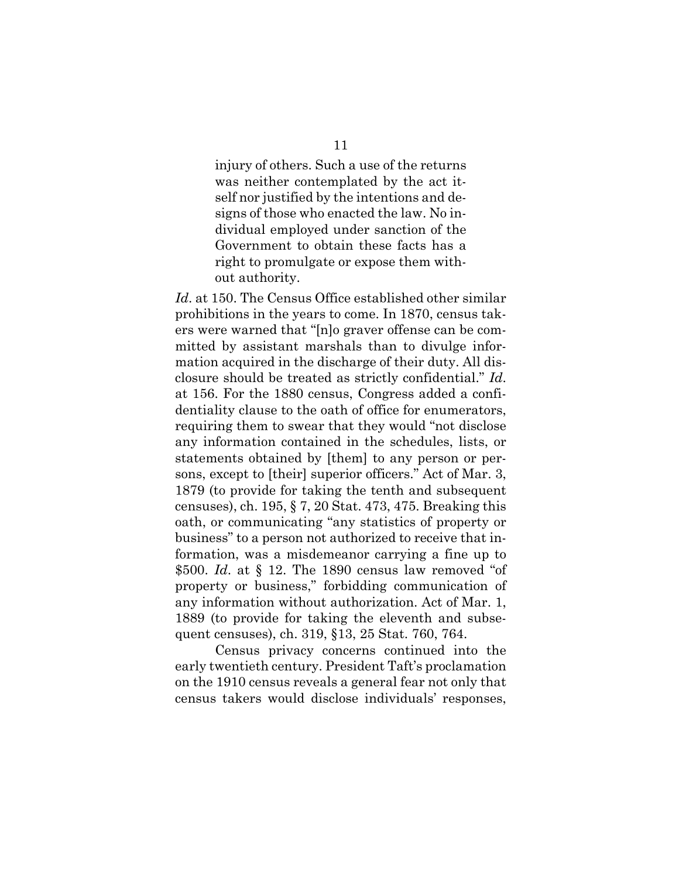> injury of others. Such a use of the returns was neither contemplated by the act itself nor justified by the intentions and designs of those who enacted the law. No individual employed under sanction of the Government to obtain these facts has a right to promulgate or expose them without authority.

*Id*. at 150. The Census Office established other similar prohibitions in the years to come. In 1870, census takers were warned that "[n]o graver offense can be committed by assistant marshals than to divulge information acquired in the discharge of their duty. All disclosure should be treated as strictly confidential." *Id*. at 156. For the 1880 census, Congress added a confidentiality clause to the oath of office for enumerators, requiring them to swear that they would "not disclose any information contained in the schedules, lists, or statements obtained by [them] to any person or persons, except to [their] superior officers." Act of Mar. 3, 1879 (to provide for taking the tenth and subsequent censuses), ch. 195, § 7, 20 Stat. 473, 475. Breaking this oath, or communicating "any statistics of property or business" to a person not authorized to receive that information, was a misdemeanor carrying a fine up to $500. *Id*. at § 12. The 1890 census law removed "of property or business," forbidding communication of any information without authorization. Act of Mar. 1, 1889 (to provide for taking the eleventh and subsequent censuses), ch. 319, §13, 25 Stat. 760, 764.

Census privacy concerns continued into the early twentieth century. President Taft's proclamation on the 1910 census reveals a general fear not only that census takers would disclose individuals' responses,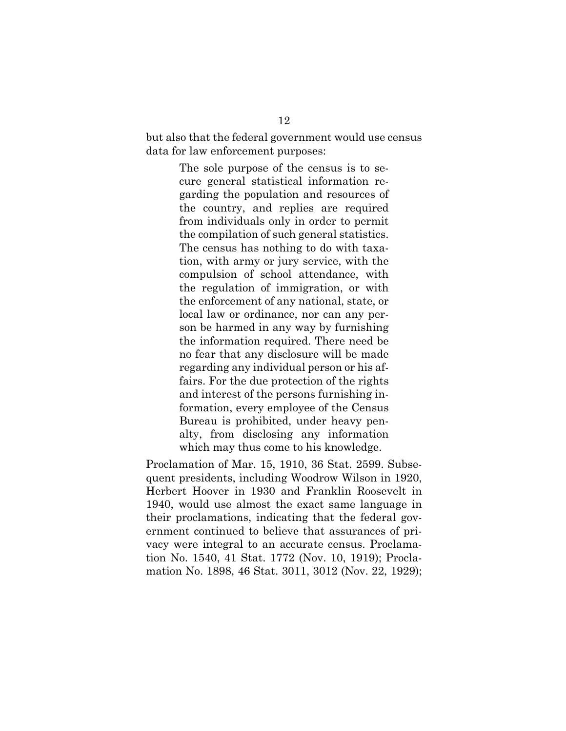but also that the federal government would use census data for law enforcement purposes:

> The sole purpose of the census is to secure general statistical information regarding the population and resources of the country, and replies are required from individuals only in order to permit the compilation of such general statistics. The census has nothing to do with taxation, with army or jury service, with the compulsion of school attendance, with the regulation of immigration, or with the enforcement of any national, state, or local law or ordinance, nor can any person be harmed in any way by furnishing the information required. There need be no fear that any disclosure will be made regarding any individual person or his affairs. For the due protection of the rights and interest of the persons furnishing information, every employee of the Census Bureau is prohibited, under heavy penalty, from disclosing any information which may thus come to his knowledge.

Proclamation of Mar. 15, 1910, 36 Stat. 2599. Subsequent presidents, including Woodrow Wilson in 1920, Herbert Hoover in 1930 and Franklin Roosevelt in 1940, would use almost the exact same language in their proclamations, indicating that the federal government continued to believe that assurances of privacy were integral to an accurate census. Proclamation No. 1540, 41 Stat. 1772 (Nov. 10, 1919); Proclamation No. 1898, 46 Stat. 3011, 3012 (Nov. 22, 1929);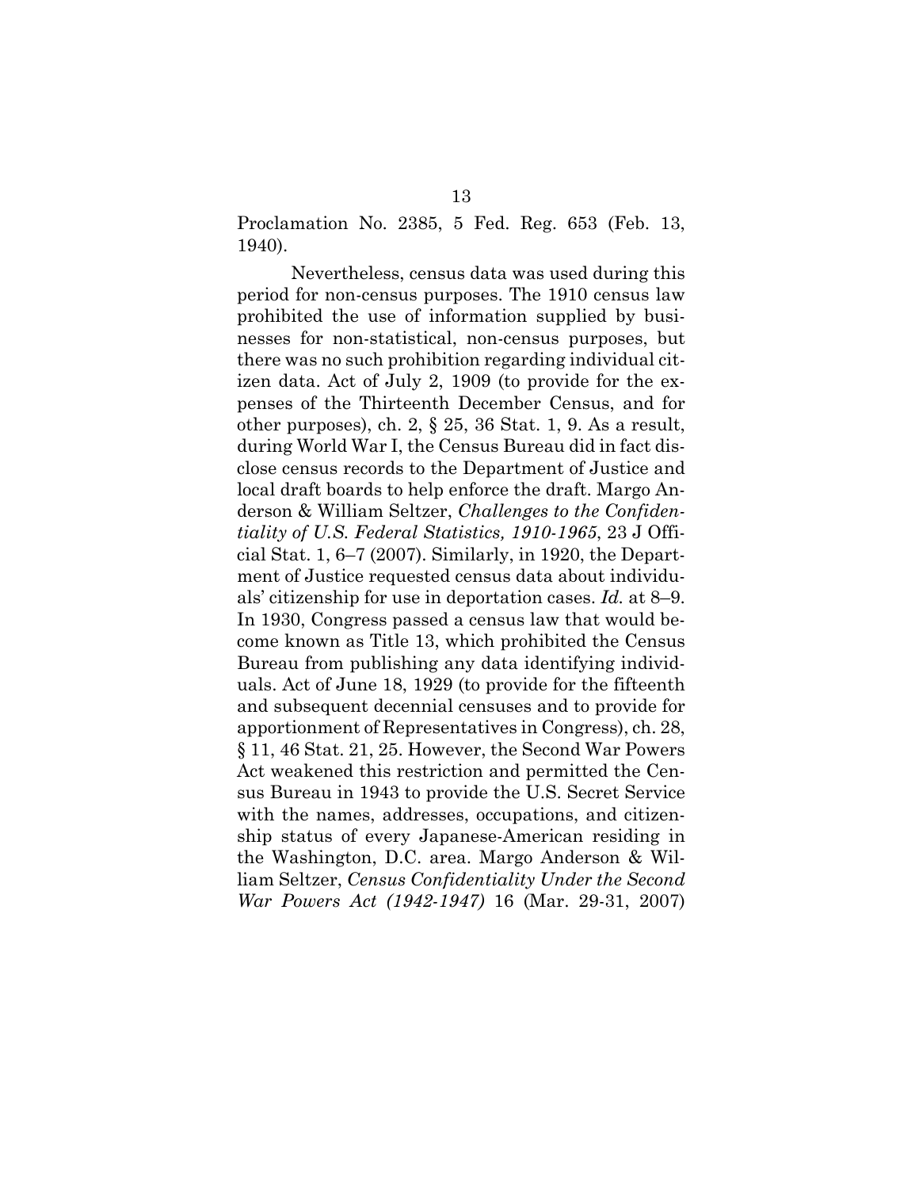Proclamation No. 2385, 5 Fed. Reg. 653 (Feb. 13, 1940).

Nevertheless, census data was used during this period for non-census purposes. The 1910 census law prohibited the use of information supplied by businesses for non-statistical, non-census purposes, but there was no such prohibition regarding individual citizen data. Act of July 2, 1909 (to provide for the expenses of the Thirteenth December Census, and for other purposes), ch. 2, § 25, 36 Stat. 1, 9. As a result, during World War I, the Census Bureau did in fact disclose census records to the Department of Justice and local draft boards to help enforce the draft. Margo Anderson & William Seltzer, *Challenges to the Confidentiality of U.S. Federal Statistics, 1910-1965*, 23 J Official Stat. 1, 6–7 (2007). Similarly, in 1920, the Department of Justice requested census data about individuals' citizenship for use in deportation cases. *Id.* at 8–9. In 1930, Congress passed a census law that would become known as Title 13, which prohibited the Census Bureau from publishing any data identifying individuals. Act of June 18, 1929 (to provide for the fifteenth and subsequent decennial censuses and to provide for apportionment of Representatives in Congress), ch. 28, § 11, 46 Stat. 21, 25. However, the Second War Powers Act weakened this restriction and permitted the Census Bureau in 1943 to provide the U.S. Secret Service with the names, addresses, occupations, and citizenship status of every Japanese-American residing in the Washington, D.C. area. Margo Anderson & William Seltzer, *Census Confidentiality Under the Second War Powers Act (1942-1947)* 16 (Mar. 29-31, 2007)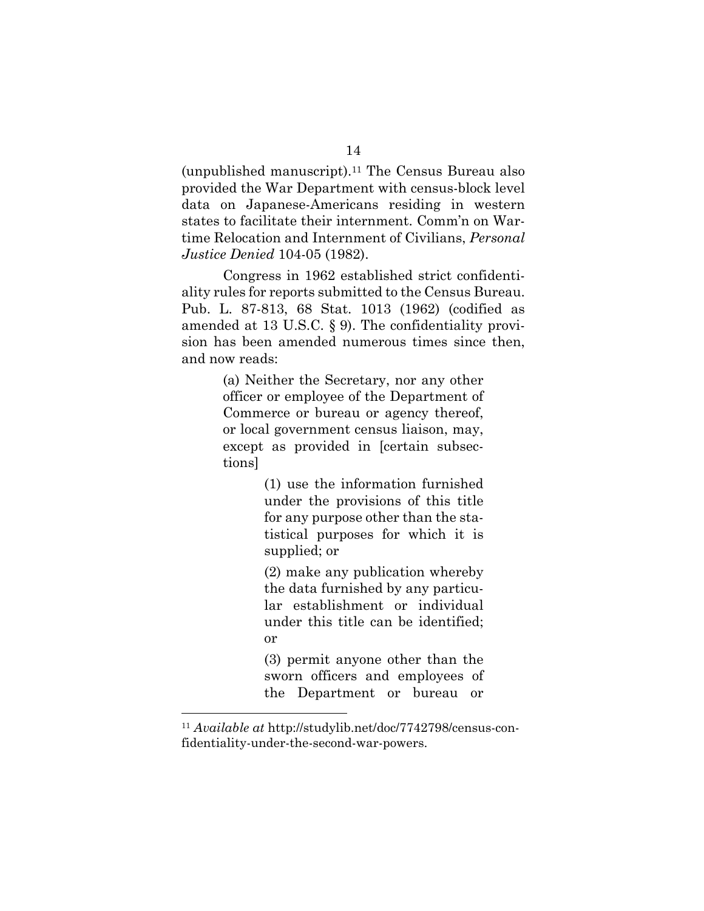(unpublished manuscript).[11] The Census Bureau also provided the War Department with census-block level data on Japanese-Americans residing in western states to facilitate their internment. Comm'n on Wartime Relocation and Internment of Civilians, *Personal Justice Denied* 104-05 (1982).

Congress in 1962 established strict confidentiality rules for reports submitted to the Census Bureau. Pub. L. 87-813, 68 Stat. 1013 (1962) (codified as amended at 13 U.S.C. § 9). The confidentiality provision has been amended numerous times since then, and now reads:

> (a) Neither the Secretary, nor any other officer or employee of the Department of Commerce or bureau or agency thereof, or local government census liaison, may, except as provided in [certain subsections]
>
> > (1) use the information furnished under the provisions of this title for any purpose other than the statistical purposes for which it is supplied; or
> >
> > (2) make any publication whereby the data furnished by any particular establishment or individual under this title can be identified; or
> >
> > (3) permit anyone other than the sworn officers and employees of the Department or bureau or

---

[11] *Available at* http://studylib.net/doc/7742798/census-confidentiality-under-the-second-war-powers.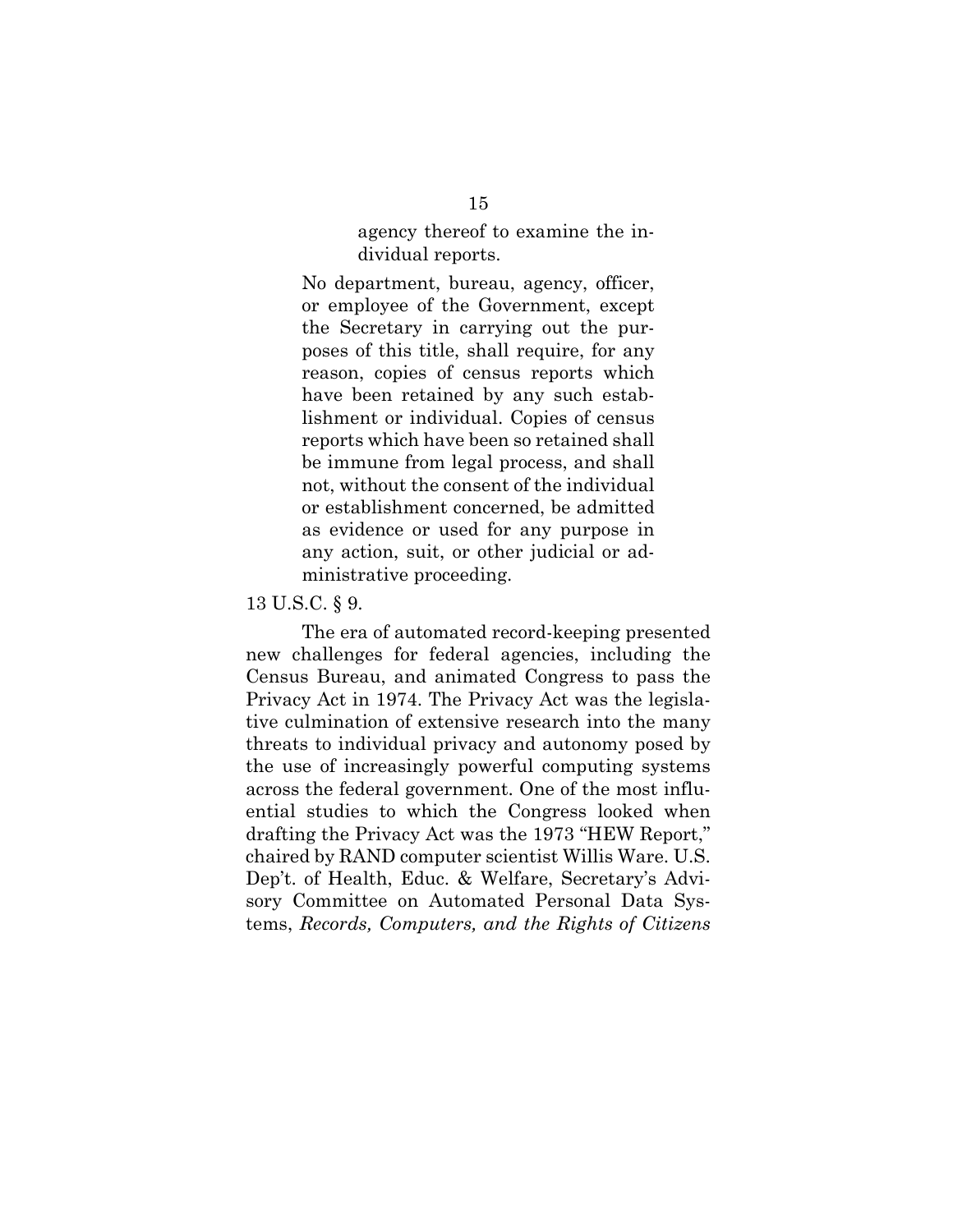> agency thereof to examine the individual reports.
>
> No department, bureau, agency, officer, or employee of the Government, except the Secretary in carrying out the purposes of this title, shall require, for any reason, copies of census reports which have been retained by any such establishment or individual. Copies of census reports which have been so retained shall be immune from legal process, and shall not, without the consent of the individual or establishment concerned, be admitted as evidence or used for any purpose in any action, suit, or other judicial or administrative proceeding.

13 U.S.C. § 9.

The era of automated record-keeping presented new challenges for federal agencies, including the Census Bureau, and animated Congress to pass the Privacy Act in 1974. The Privacy Act was the legislative culmination of extensive research into the many threats to individual privacy and autonomy posed by the use of increasingly powerful computing systems across the federal government. One of the most influential studies to which the Congress looked when drafting the Privacy Act was the 1973 "HEW Report," chaired by RAND computer scientist Willis Ware. U.S. Dep't. of Health, Educ. & Welfare, Secretary's Advisory Committee on Automated Personal Data Systems, *Records, Computers, and the Rights of Citizens*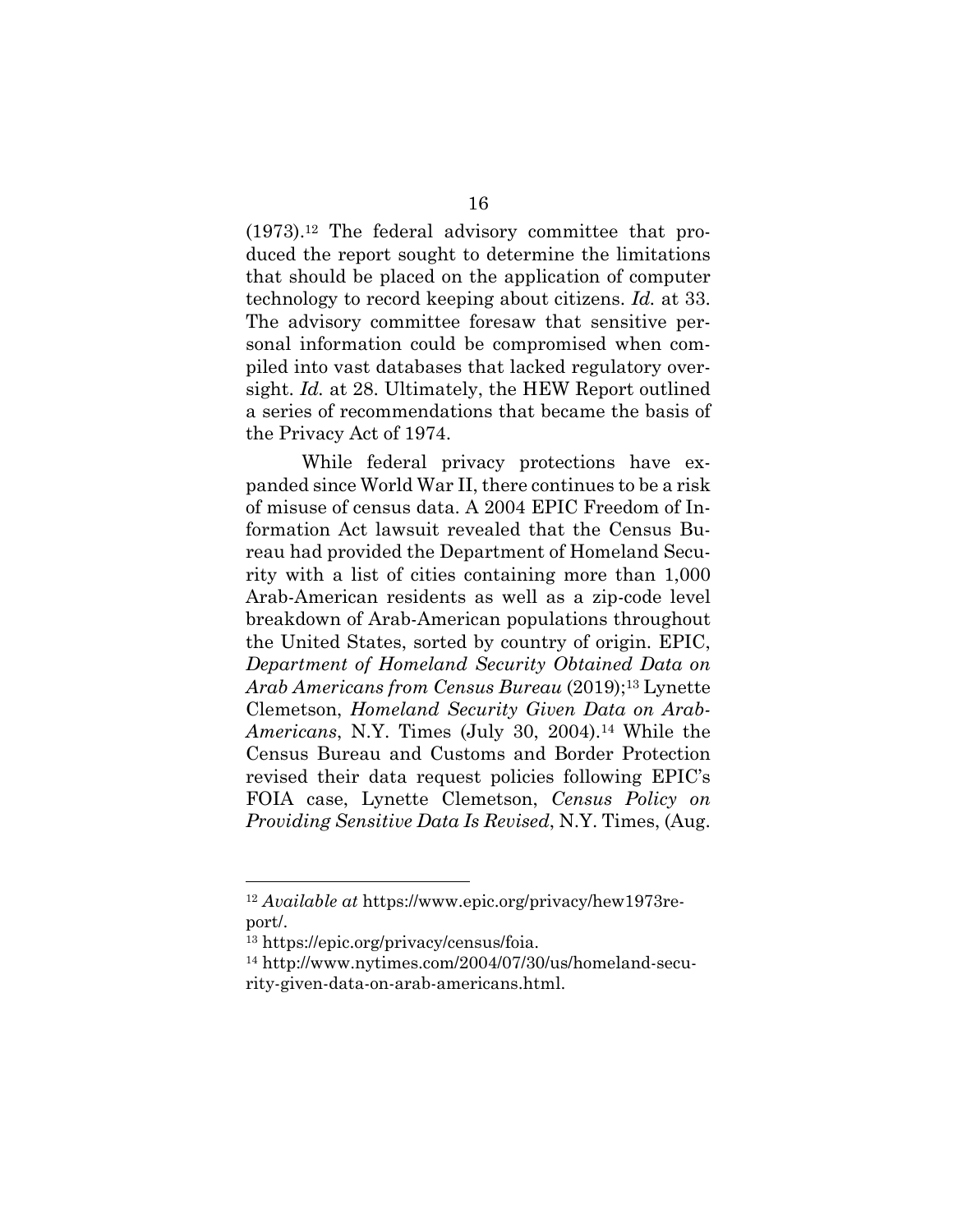(1973).[12] The federal advisory committee that produced the report sought to determine the limitations that should be placed on the application of computer technology to record keeping about citizens. *Id.* at 33. The advisory committee foresaw that sensitive personal information could be compromised when compiled into vast databases that lacked regulatory oversight. *Id.* at 28. Ultimately, the HEW Report outlined a series of recommendations that became the basis of the Privacy Act of 1974.

While federal privacy protections have expanded since World War II, there continues to be a risk of misuse of census data. A 2004 EPIC Freedom of Information Act lawsuit revealed that the Census Bureau had provided the Department of Homeland Security with a list of cities containing more than 1,000 Arab-American residents as well as a zip-code level breakdown of Arab-American populations throughout the United States, sorted by country of origin. EPIC, *Department of Homeland Security Obtained Data on Arab Americans from Census Bureau* (2019);[13] Lynette Clemetson, *Homeland Security Given Data on Arab-Americans*, N.Y. Times (July 30, 2004).[14] While the Census Bureau and Customs and Border Protection revised their data request policies following EPIC's FOIA case, Lynette Clemetson, *Census Policy on Providing Sensitive Data Is Revised*, N.Y. Times, (Aug.

---

[12] *Available at* https://www.epic.org/privacy/hew1973report/.

[13] https://epic.org/privacy/census/foia.

[14] http://www.nytimes.com/2004/07/30/us/homeland-security-given-data-on-arab-americans.html.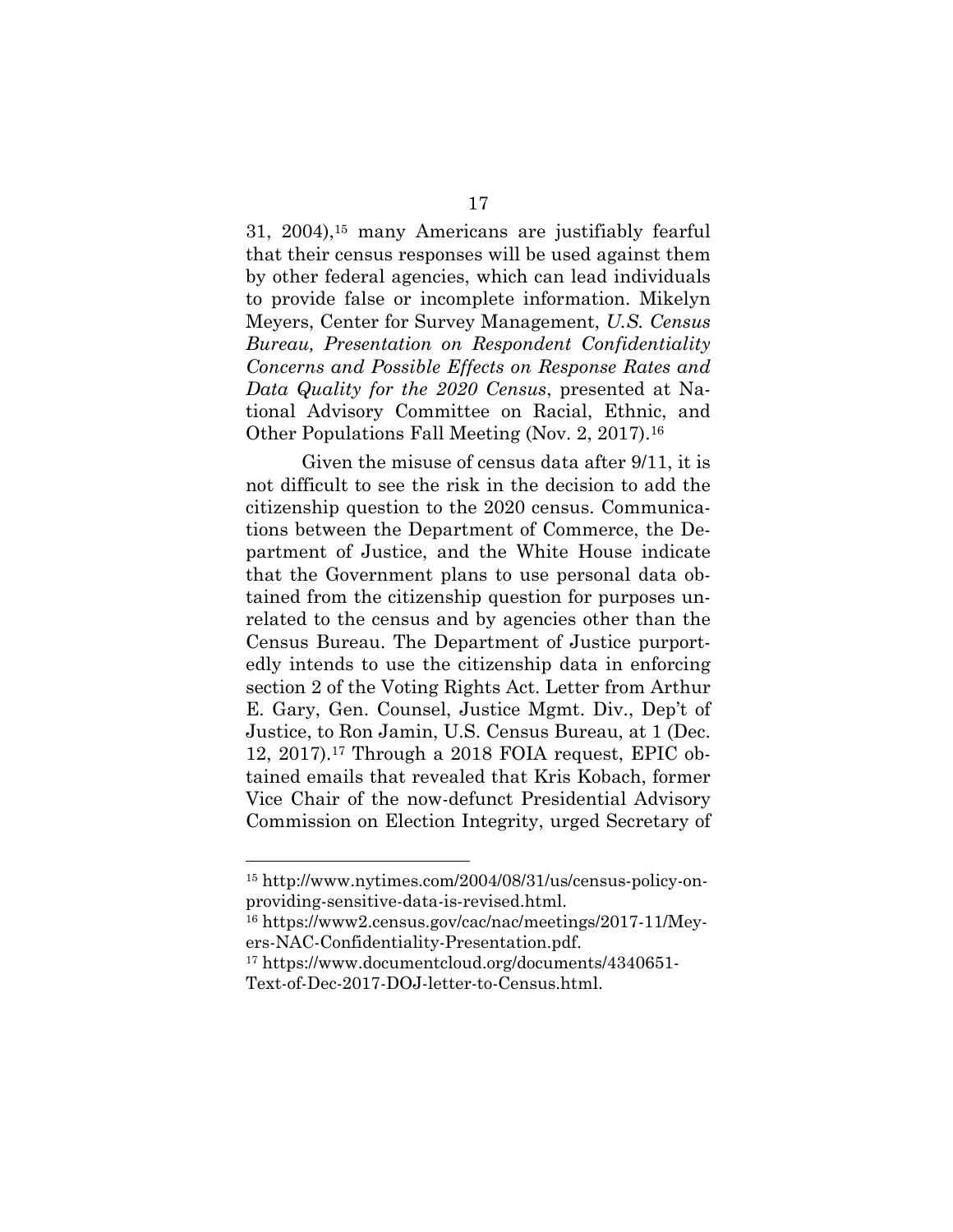31, 2004),[15] many Americans are justifiably fearful that their census responses will be used against them by other federal agencies, which can lead individuals to provide false or incomplete information. Mikelyn Meyers, Center for Survey Management, *U.S. Census Bureau, Presentation on Respondent Confidentiality Concerns and Possible Effects on Response Rates and Data Quality for the 2020 Census*, presented at National Advisory Committee on Racial, Ethnic, and Other Populations Fall Meeting (Nov. 2, 2017).[16]

Given the misuse of census data after 9/11, it is not difficult to see the risk in the decision to add the citizenship question to the 2020 census. Communications between the Department of Commerce, the Department of Justice, and the White House indicate that the Government plans to use personal data obtained from the citizenship question for purposes unrelated to the census and by agencies other than the Census Bureau. The Department of Justice purportedly intends to use the citizenship data in enforcing section 2 of the Voting Rights Act. Letter from Arthur E. Gary, Gen. Counsel, Justice Mgmt. Div., Dep't of Justice, to Ron Jamin, U.S. Census Bureau, at 1 (Dec. 12, 2017).[17] Through a 2018 FOIA request, EPIC obtained emails that revealed that Kris Kobach, former Vice Chair of the now-defunct Presidential Advisory Commission on Election Integrity, urged Secretary of

---

[15] http://www.nytimes.com/2004/08/31/us/census-policy-on-providing-sensitive-data-is-revised.html.

[16] https://www2.census.gov/cac/nac/meetings/2017-11/Meyers-NAC-Confidentiality-Presentation.pdf.

[17] https://www.documentcloud.org/documents/4340651-Text-of-Dec-2017-DOJ-letter-to-Census.html.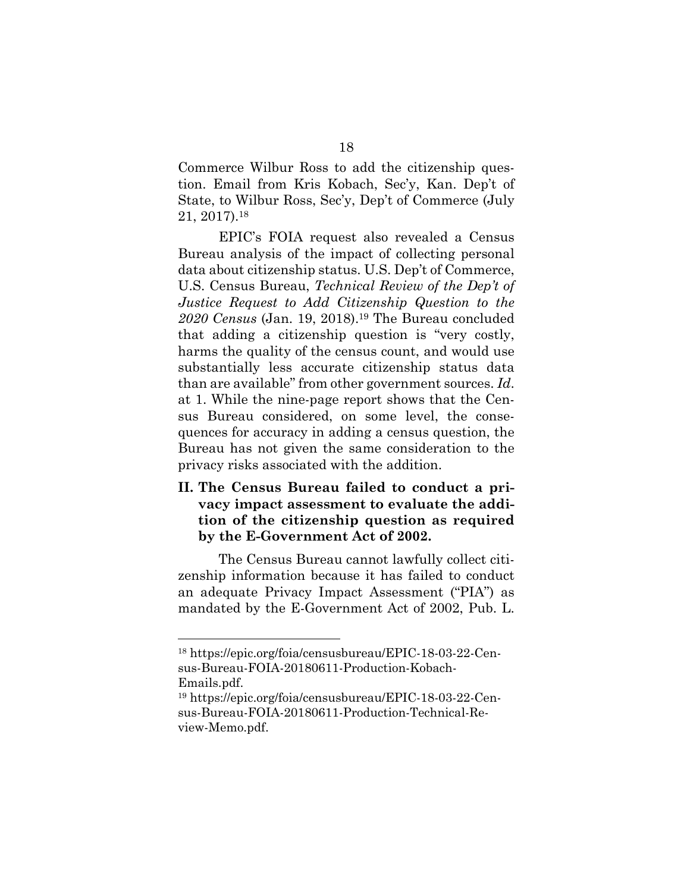Commerce Wilbur Ross to add the citizenship question. Email from Kris Kobach, Sec'y, Kan. Dep't of State, to Wilbur Ross, Sec'y, Dep't of Commerce (July 21, 2017).[18]

EPIC's FOIA request also revealed a Census Bureau analysis of the impact of collecting personal data about citizenship status. U.S. Dep't of Commerce, U.S. Census Bureau, *Technical Review of the Dep't of Justice Request to Add Citizenship Question to the 2020 Census* (Jan. 19, 2018).[19] The Bureau concluded that adding a citizenship question is "very costly, harms the quality of the census count, and would use substantially less accurate citizenship status data than are available" from other government sources. *Id*. at 1. While the nine-page report shows that the Census Bureau considered, on some level, the consequences for accuracy in adding a census question, the Bureau has not given the same consideration to the privacy risks associated with the addition.

## II. The Census Bureau failed to conduct a privacy impact assessment to evaluate the addition of the citizenship question as required by the E-Government Act of 2002.

The Census Bureau cannot lawfully collect citizenship information because it has failed to conduct an adequate Privacy Impact Assessment ("PIA") as mandated by the E-Government Act of 2002, Pub. L.

---

[18] https://epic.org/foia/censusbureau/EPIC-18-03-22-Census-Bureau-FOIA-20180611-Production-Kobach-Emails.pdf.

[19] https://epic.org/foia/censusbureau/EPIC-18-03-22-Census-Bureau-FOIA-20180611-Production-Technical-Review-Memo.pdf.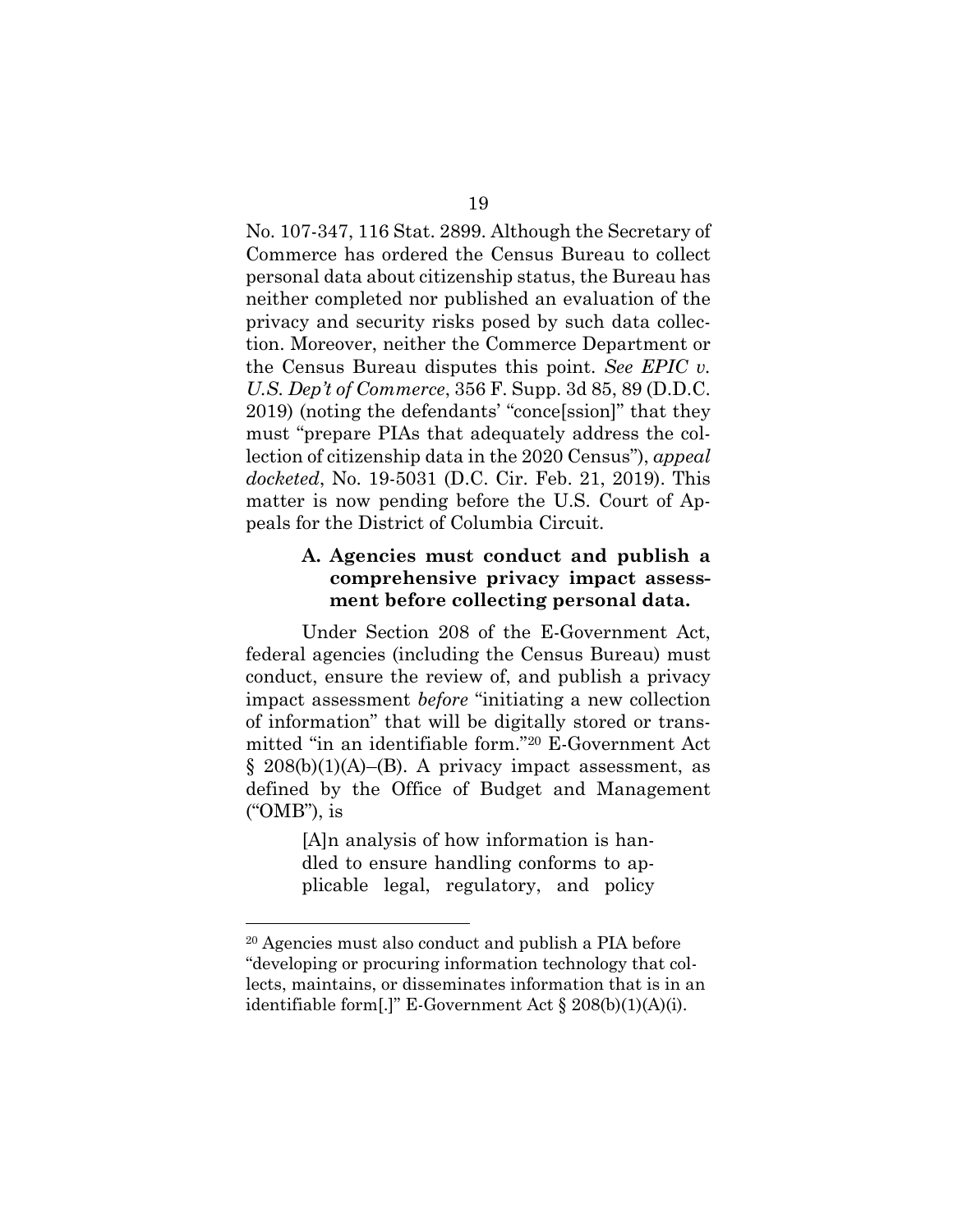No. 107-347, 116 Stat. 2899. Although the Secretary of Commerce has ordered the Census Bureau to collect personal data about citizenship status, the Bureau has neither completed nor published an evaluation of the privacy and security risks posed by such data collection. Moreover, neither the Commerce Department or the Census Bureau disputes this point. *See EPIC v. U.S. Dep't of Commerce*, 356 F. Supp. 3d 85, 89 (D.D.C. 2019) (noting the defendants' "conce[ssion]" that they must "prepare PIAs that adequately address the collection of citizenship data in the 2020 Census"), *appeal docketed*, No. 19-5031 (D.C. Cir. Feb. 21, 2019). This matter is now pending before the U.S. Court of Appeals for the District of Columbia Circuit.

### A. Agencies must conduct and publish a comprehensive privacy impact assessment before collecting personal data.

Under Section 208 of the E-Government Act, federal agencies (including the Census Bureau) must conduct, ensure the review of, and publish a privacy impact assessment *before* "initiating a new collection of information" that will be digitally stored or transmitted "in an identifiable form."[20] E-Government Act § 208(b)(1)(A)–(B). A privacy impact assessment, as defined by the Office of Budget and Management ("OMB"), is

> [A]n analysis of how information is handled to ensure handling conforms to applicable legal, regulatory, and policy

---

[20] Agencies must also conduct and publish a PIA before "developing or procuring information technology that collects, maintains, or disseminates information that is in an identifiable form[.]" E-Government Act § 208(b)(1)(A)(i).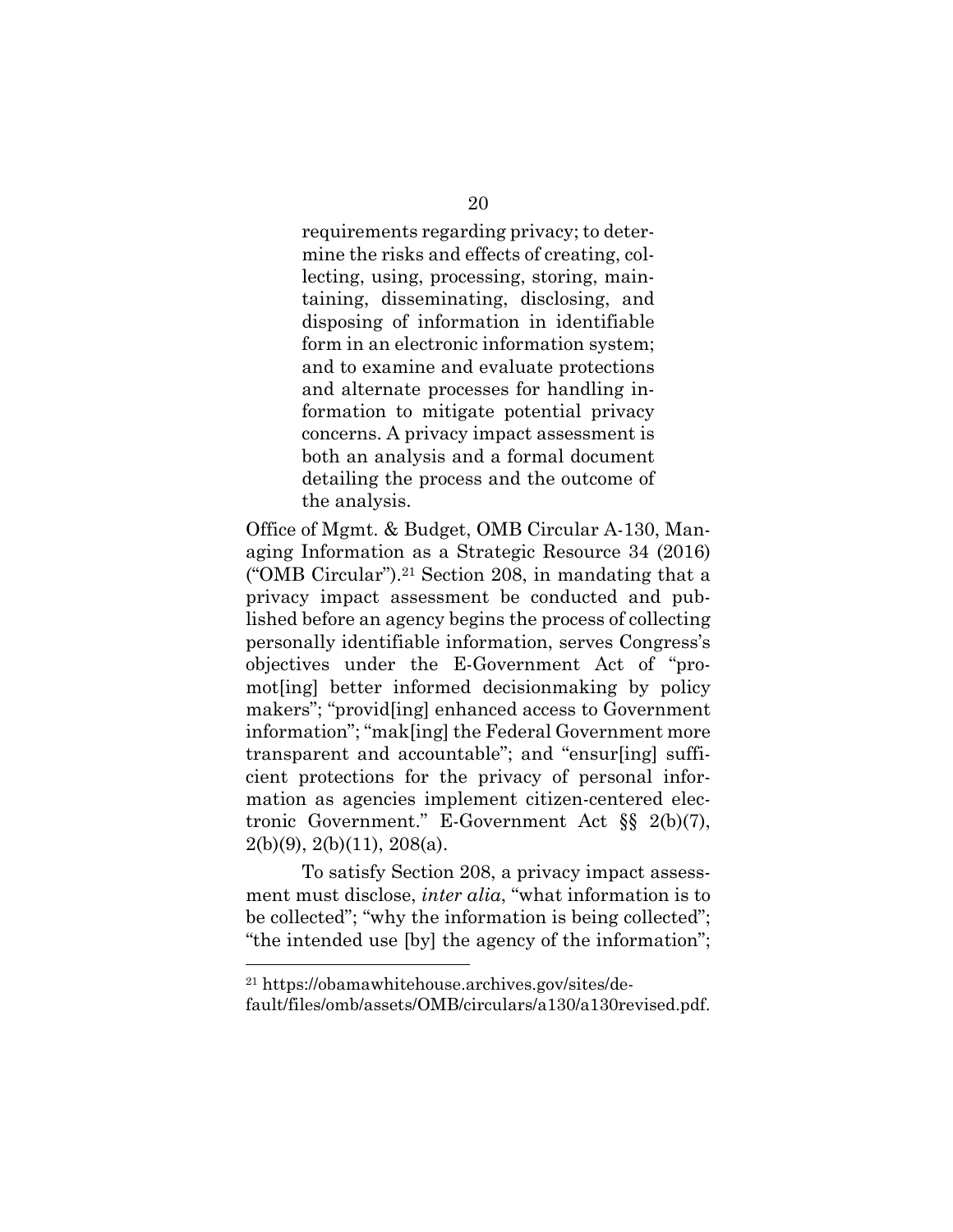> requirements regarding privacy; to determine the risks and effects of creating, collecting, using, processing, storing, maintaining, disseminating, disclosing, and disposing of information in identifiable form in an electronic information system; and to examine and evaluate protections and alternate processes for handling information to mitigate potential privacy concerns. A privacy impact assessment is both an analysis and a formal document detailing the process and the outcome of the analysis.

Office of Mgmt. & Budget, OMB Circular A-130, Managing Information as a Strategic Resource 34 (2016) ("OMB Circular").[21] Section 208, in mandating that a privacy impact assessment be conducted and published before an agency begins the process of collecting personally identifiable information, serves Congress's objectives under the E-Government Act of "promot[ing] better informed decisionmaking by policy makers"; "provid[ing] enhanced access to Government information"; "mak[ing] the Federal Government more transparent and accountable"; and "ensur[ing] sufficient protections for the privacy of personal information as agencies implement citizen-centered electronic Government." E-Government Act §§ 2(b)(7), 2(b)(9), 2(b)(11), 208(a).

To satisfy Section 208, a privacy impact assessment must disclose, *inter alia*, "what information is to be collected"; "why the information is being collected"; "the intended use [by] the agency of the information";

[21] https://obamawhitehouse.archives.gov/sites/default/files/omb/assets/OMB/circulars/a130/a130revised.pdf.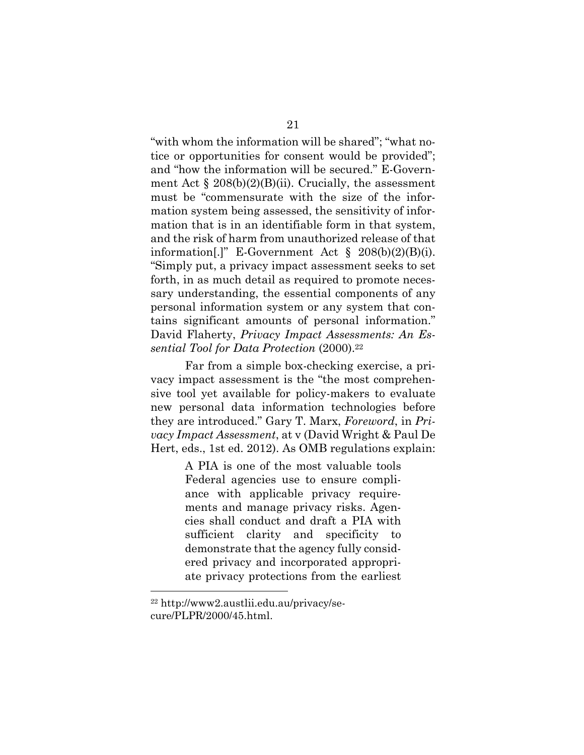"with whom the information will be shared"; "what notice or opportunities for consent would be provided"; and "how the information will be secured." E-Government Act § 208(b)(2)(B)(ii). Crucially, the assessment must be "commensurate with the size of the information system being assessed, the sensitivity of information that is in an identifiable form in that system, and the risk of harm from unauthorized release of that information[.]" E-Government Act § 208(b)(2)(B)(i). "Simply put, a privacy impact assessment seeks to set forth, in as much detail as required to promote necessary understanding, the essential components of any personal information system or any system that contains significant amounts of personal information." David Flaherty, *Privacy Impact Assessments: An Essential Tool for Data Protection* (2000).[22]

Far from a simple box-checking exercise, a privacy impact assessment is the "the most comprehensive tool yet available for policy-makers to evaluate new personal data information technologies before they are introduced." Gary T. Marx, *Foreword*, in *Privacy Impact Assessment*, at v (David Wright & Paul De Hert, eds., 1st ed. 2012). As OMB regulations explain:

> A PIA is one of the most valuable tools Federal agencies use to ensure compliance with applicable privacy requirements and manage privacy risks. Agencies shall conduct and draft a PIA with sufficient clarity and specificity to demonstrate that the agency fully considered privacy and incorporated appropriate privacy protections from the earliest

---

[22] http://www2.austlii.edu.au/privacy/secure/PLPR/2000/45.html.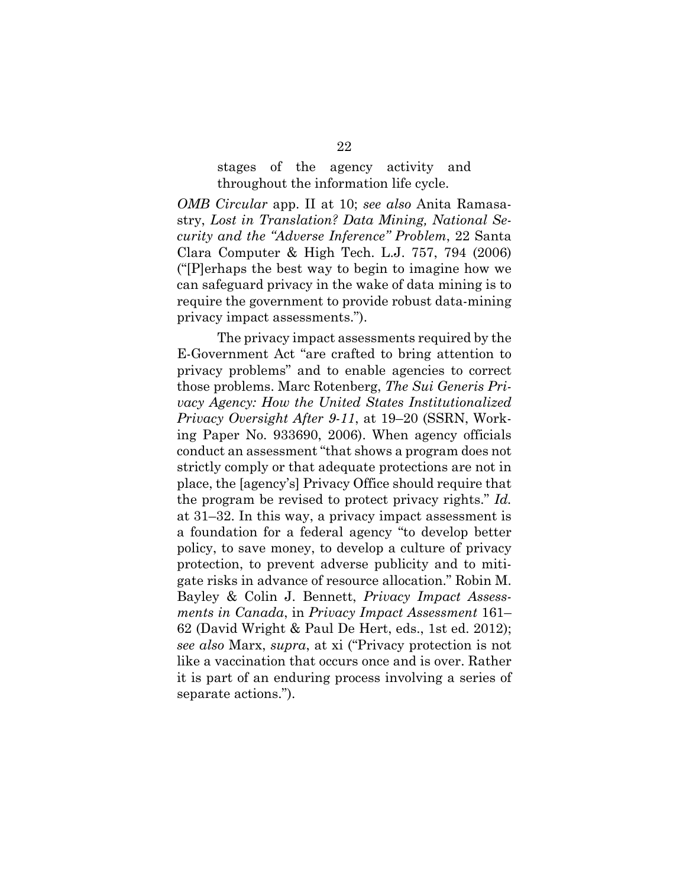> stages of the agency activity and throughout the information life cycle.

*OMB Circular* app. II at 10; *see also* Anita Ramasastry, *Lost in Translation? Data Mining, National Security and the "Adverse Inference" Problem*, 22 Santa Clara Computer & High Tech. L.J. 757, 794 (2006) ("[P]erhaps the best way to begin to imagine how we can safeguard privacy in the wake of data mining is to require the government to provide robust data-mining privacy impact assessments.").

The privacy impact assessments required by the E-Government Act "are crafted to bring attention to privacy problems" and to enable agencies to correct those problems. Marc Rotenberg, *The Sui Generis Privacy Agency: How the United States Institutionalized Privacy Oversight After 9-11*, at 19–20 (SSRN, Working Paper No. 933690, 2006). When agency officials conduct an assessment "that shows a program does not strictly comply or that adequate protections are not in place, the [agency's] Privacy Office should require that the program be revised to protect privacy rights." *Id.* at 31–32. In this way, a privacy impact assessment is a foundation for a federal agency "to develop better policy, to save money, to develop a culture of privacy protection, to prevent adverse publicity and to mitigate risks in advance of resource allocation." Robin M. Bayley & Colin J. Bennett, *Privacy Impact Assessments in Canada*, in *Privacy Impact Assessment* 161–62 (David Wright & Paul De Hert, eds., 1st ed. 2012); *see also* Marx, *supra*, at xi ("Privacy protection is not like a vaccination that occurs once and is over. Rather it is part of an enduring process involving a series of separate actions.").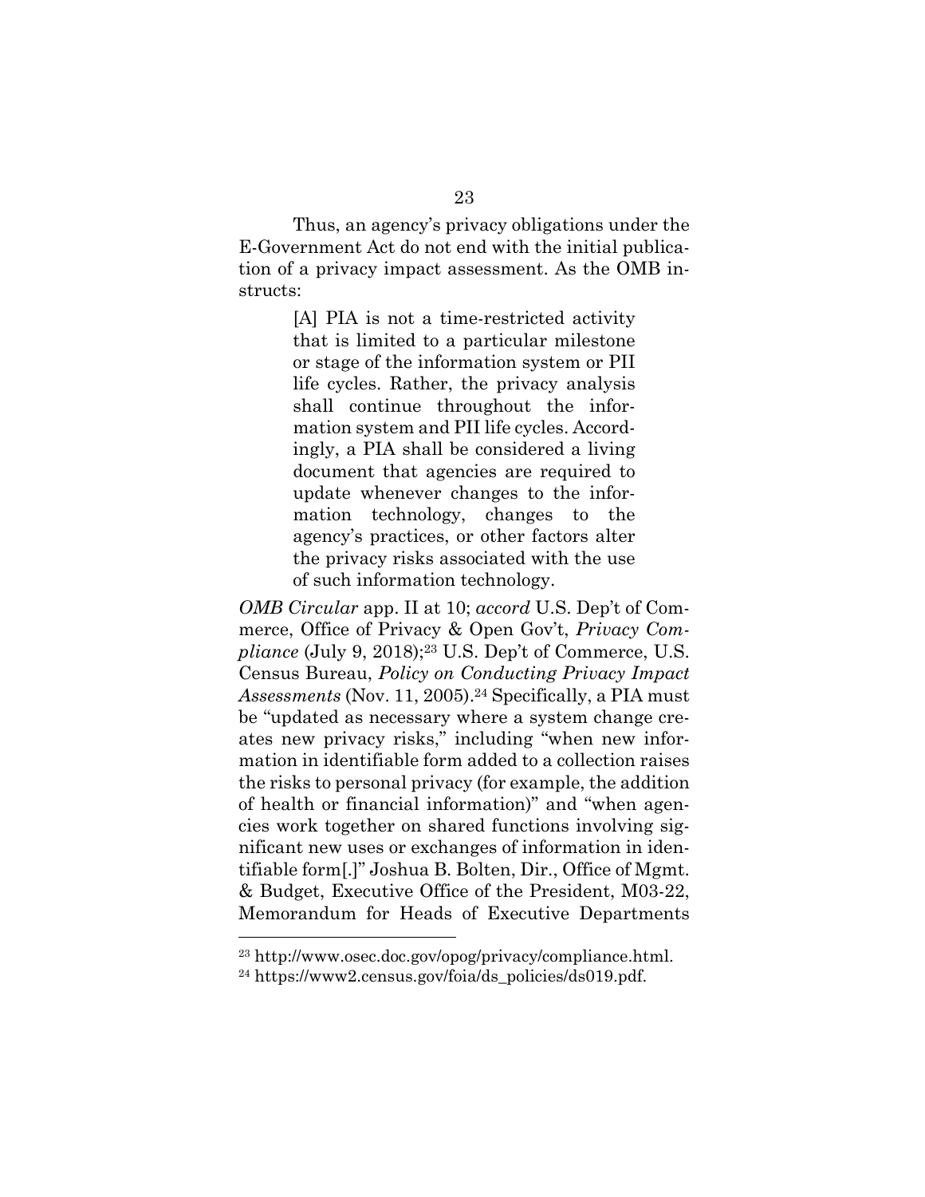Thus, an agency's privacy obligations under the E-Government Act do not end with the initial publication of a privacy impact assessment. As the OMB instructs:

> [A] PIA is not a time-restricted activity that is limited to a particular milestone or stage of the information system or PII life cycles. Rather, the privacy analysis shall continue throughout the information system and PII life cycles. Accordingly, a PIA shall be considered a living document that agencies are required to update whenever changes to the information technology, changes to the agency's practices, or other factors alter the privacy risks associated with the use of such information technology.

*OMB Circular* app. II at 10; *accord* U.S. Dep't of Commerce, Office of Privacy & Open Gov't, *Privacy Compliance* (July 9, 2018);[23] U.S. Dep't of Commerce, U.S. Census Bureau, *Policy on Conducting Privacy Impact Assessments* (Nov. 11, 2005).[24] Specifically, a PIA must be "updated as necessary where a system change creates new privacy risks," including "when new information in identifiable form added to a collection raises the risks to personal privacy (for example, the addition of health or financial information)" and "when agencies work together on shared functions involving significant new uses or exchanges of information in identifiable form[.]" Joshua B. Bolten, Dir., Office of Mgmt. & Budget, Executive Office of the President, M03-22, Memorandum for Heads of Executive Departments

---

[23] http://www.osec.doc.gov/opog/privacy/compliance.html.

[24] https://www2.census.gov/foia/ds_policies/ds019.pdf.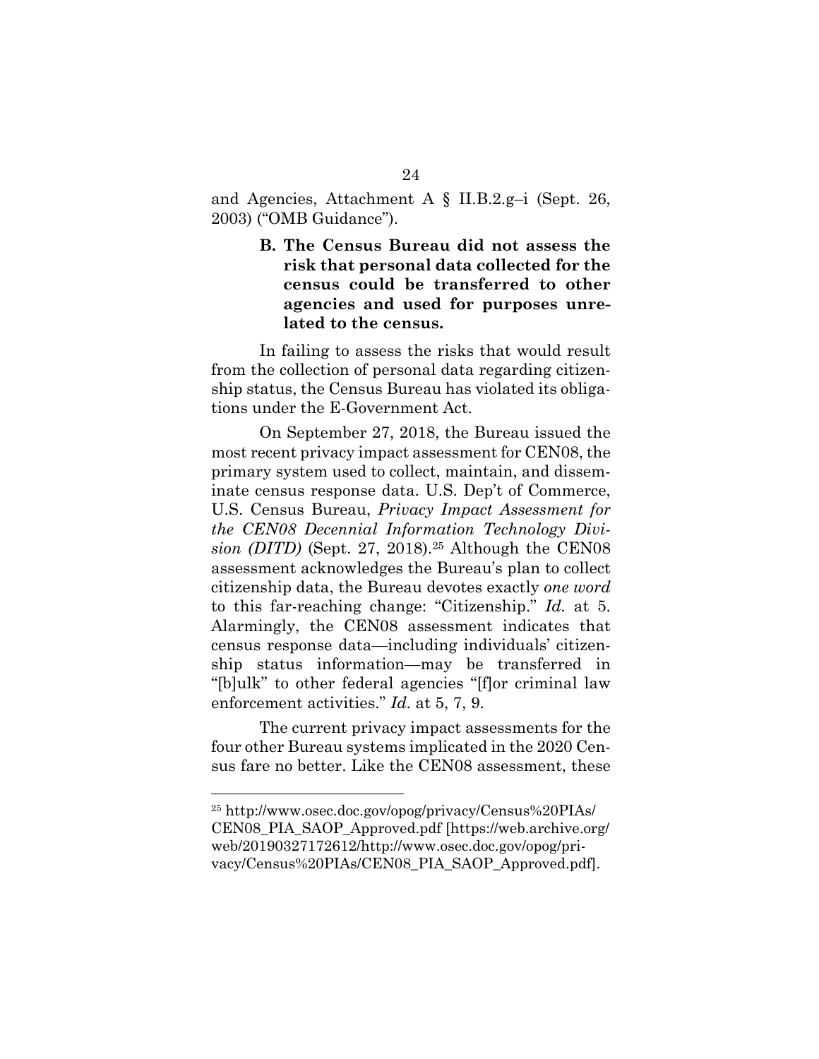and Agencies, Attachment A § II.B.2.g–i (Sept. 26, 2003) ("OMB Guidance").

### B. The Census Bureau did not assess the risk that personal data collected for the census could be transferred to other agencies and used for purposes unrelated to the census.

In failing to assess the risks that would result from the collection of personal data regarding citizenship status, the Census Bureau has violated its obligations under the E-Government Act.

On September 27, 2018, the Bureau issued the most recent privacy impact assessment for CEN08, the primary system used to collect, maintain, and disseminate census response data. U.S. Dep't of Commerce, U.S. Census Bureau, *Privacy Impact Assessment for the CEN08 Decennial Information Technology Division (DITD)* (Sept. 27, 2018).[25] Although the CEN08 assessment acknowledges the Bureau's plan to collect citizenship data, the Bureau devotes exactly *one word* to this far-reaching change: "Citizenship." *Id.* at 5. Alarmingly, the CEN08 assessment indicates that census response data—including individuals' citizenship status information—may be transferred in "[b]ulk" to other federal agencies "[f]or criminal law enforcement activities." *Id.* at 5, 7, 9.

The current privacy impact assessments for the four other Bureau systems implicated in the 2020 Census fare no better. Like the CEN08 assessment, these

---

[25] http://www.osec.doc.gov/opog/privacy/Census%20PIAs/CEN08_PIA_SAOP_Approved.pdf [https://web.archive.org/web/20190327172612/http://www.osec.doc.gov/opog/privacy/Census%20PIAs/CEN08_PIA_SAOP_Approved.pdf].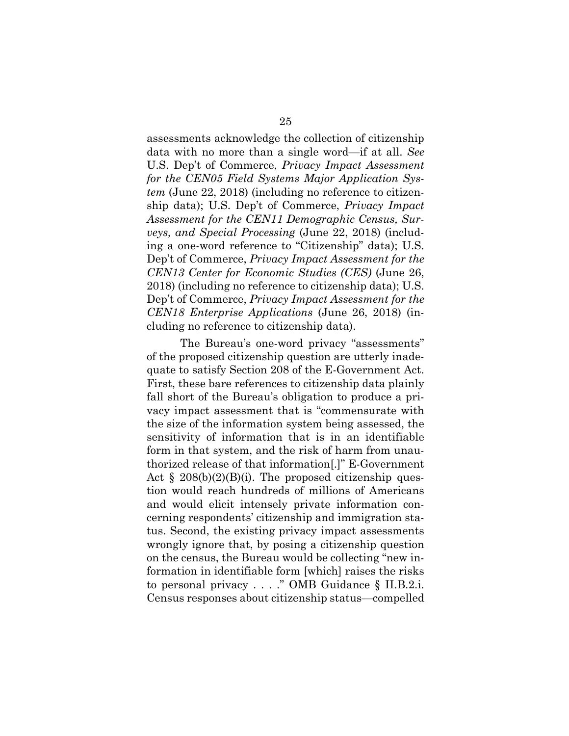assessments acknowledge the collection of citizenship data with no more than a single word—if at all. *See* U.S. Dep't of Commerce, *Privacy Impact Assessment for the CEN05 Field Systems Major Application System* (June 22, 2018) (including no reference to citizenship data); U.S. Dep't of Commerce, *Privacy Impact Assessment for the CEN11 Demographic Census, Surveys, and Special Processing* (June 22, 2018) (including a one-word reference to "Citizenship" data); U.S. Dep't of Commerce, *Privacy Impact Assessment for the CEN13 Center for Economic Studies (CES)* (June 26, 2018) (including no reference to citizenship data); U.S. Dep't of Commerce, *Privacy Impact Assessment for the CEN18 Enterprise Applications* (June 26, 2018) (including no reference to citizenship data).

The Bureau's one-word privacy "assessments" of the proposed citizenship question are utterly inadequate to satisfy Section 208 of the E-Government Act. First, these bare references to citizenship data plainly fall short of the Bureau's obligation to produce a privacy impact assessment that is "commensurate with the size of the information system being assessed, the sensitivity of information that is in an identifiable form in that system, and the risk of harm from unauthorized release of that information[.]" E-Government Act § 208(b)(2)(B)(i). The proposed citizenship question would reach hundreds of millions of Americans and would elicit intensely private information concerning respondents' citizenship and immigration status. Second, the existing privacy impact assessments wrongly ignore that, by posing a citizenship question on the census, the Bureau would be collecting "new information in identifiable form [which] raises the risks to personal privacy . . . ." OMB Guidance § II.B.2.i. Census responses about citizenship status—compelled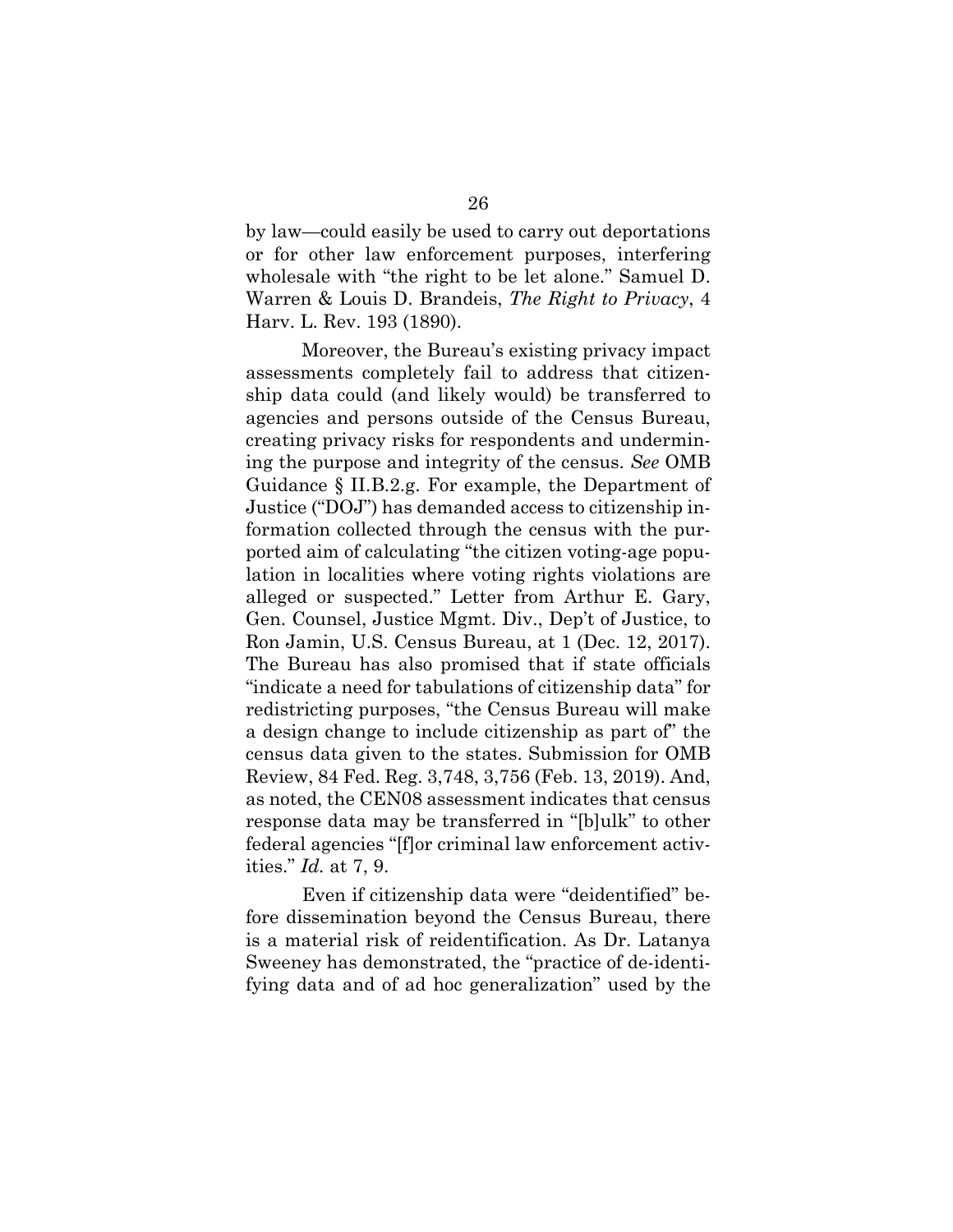by law—could easily be used to carry out deportations or for other law enforcement purposes, interfering wholesale with "the right to be let alone." Samuel D. Warren & Louis D. Brandeis, *The Right to Privacy*, 4 Harv. L. Rev. 193 (1890).

Moreover, the Bureau's existing privacy impact assessments completely fail to address that citizenship data could (and likely would) be transferred to agencies and persons outside of the Census Bureau, creating privacy risks for respondents and undermining the purpose and integrity of the census. *See* OMB Guidance § II.B.2.g. For example, the Department of Justice ("DOJ") has demanded access to citizenship information collected through the census with the purported aim of calculating "the citizen voting-age population in localities where voting rights violations are alleged or suspected." Letter from Arthur E. Gary, Gen. Counsel, Justice Mgmt. Div., Dep't of Justice, to Ron Jamin, U.S. Census Bureau, at 1 (Dec. 12, 2017). The Bureau has also promised that if state officials "indicate a need for tabulations of citizenship data" for redistricting purposes, "the Census Bureau will make a design change to include citizenship as part of" the census data given to the states. Submission for OMB Review, 84 Fed. Reg. 3,748, 3,756 (Feb. 13, 2019). And, as noted, the CEN08 assessment indicates that census response data may be transferred in "[b]ulk" to other federal agencies "[f]or criminal law enforcement activities." *Id.* at 7, 9.

Even if citizenship data were "deidentified" before dissemination beyond the Census Bureau, there is a material risk of reidentification. As Dr. Latanya Sweeney has demonstrated, the "practice of de-identifying data and of ad hoc generalization" used by the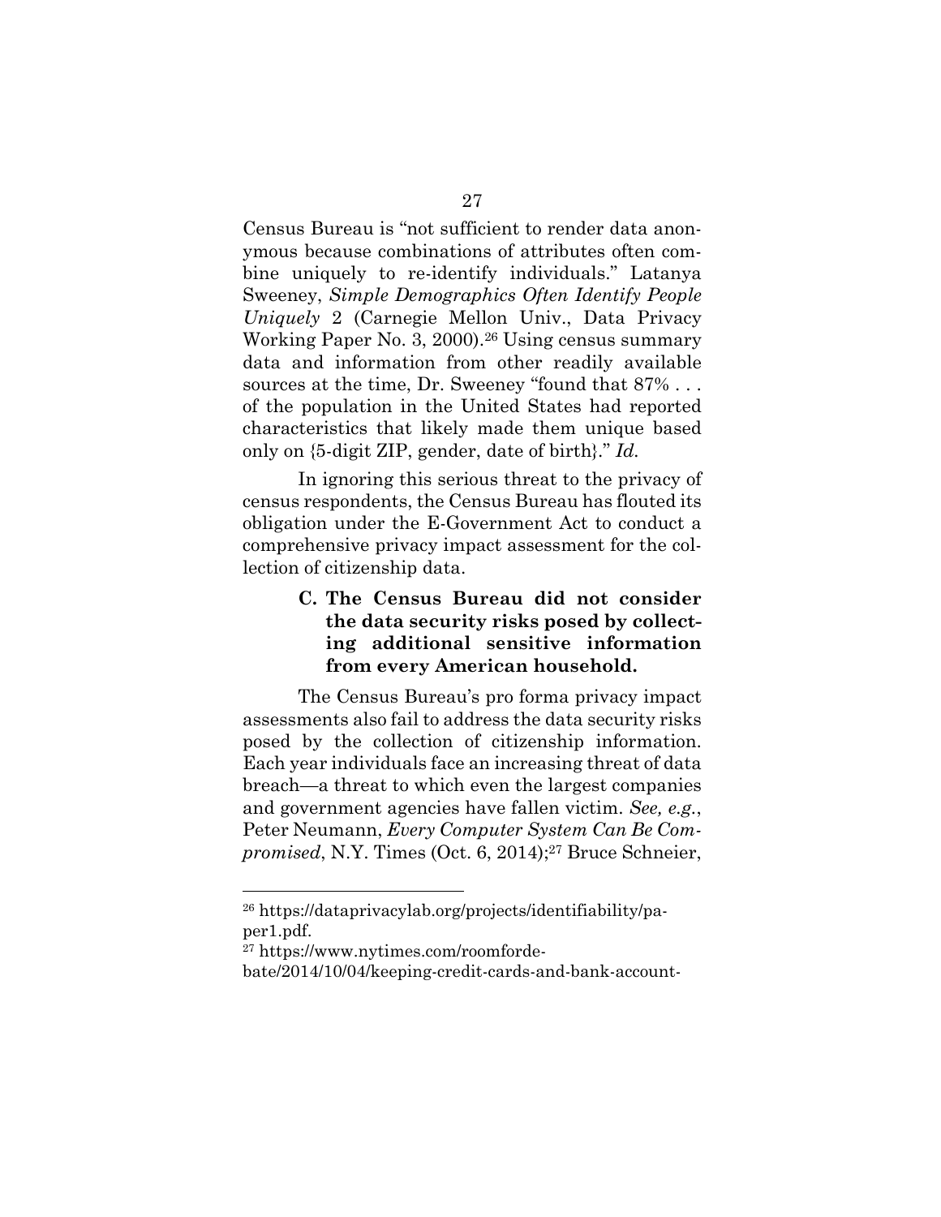Census Bureau is "not sufficient to render data anonymous because combinations of attributes often combine uniquely to re-identify individuals." Latanya Sweeney, *Simple Demographics Often Identify People Uniquely* 2 (Carnegie Mellon Univ., Data Privacy Working Paper No. 3, 2000).[26] Using census summary data and information from other readily available sources at the time, Dr. Sweeney "found that 87% . . . of the population in the United States had reported characteristics that likely made them unique based only on {5-digit ZIP, gender, date of birth}." *Id.*

In ignoring this serious threat to the privacy of census respondents, the Census Bureau has flouted its obligation under the E-Government Act to conduct a comprehensive privacy impact assessment for the collection of citizenship data.

### C. The Census Bureau did not consider the data security risks posed by collecting additional sensitive information from every American household.

The Census Bureau's pro forma privacy impact assessments also fail to address the data security risks posed by the collection of citizenship information. Each year individuals face an increasing threat of data breach—a threat to which even the largest companies and government agencies have fallen victim. *See, e.g.*, Peter Neumann, *Every Computer System Can Be Compromised*, N.Y. Times (Oct. 6, 2014);[27] Bruce Schneier,

---

[26] https://dataprivacylab.org/projects/identifiability/paper1.pdf.

[27] https://www.nytimes.com/roomfordebate/2014/10/04/keeping-credit-cards-and-bank-account-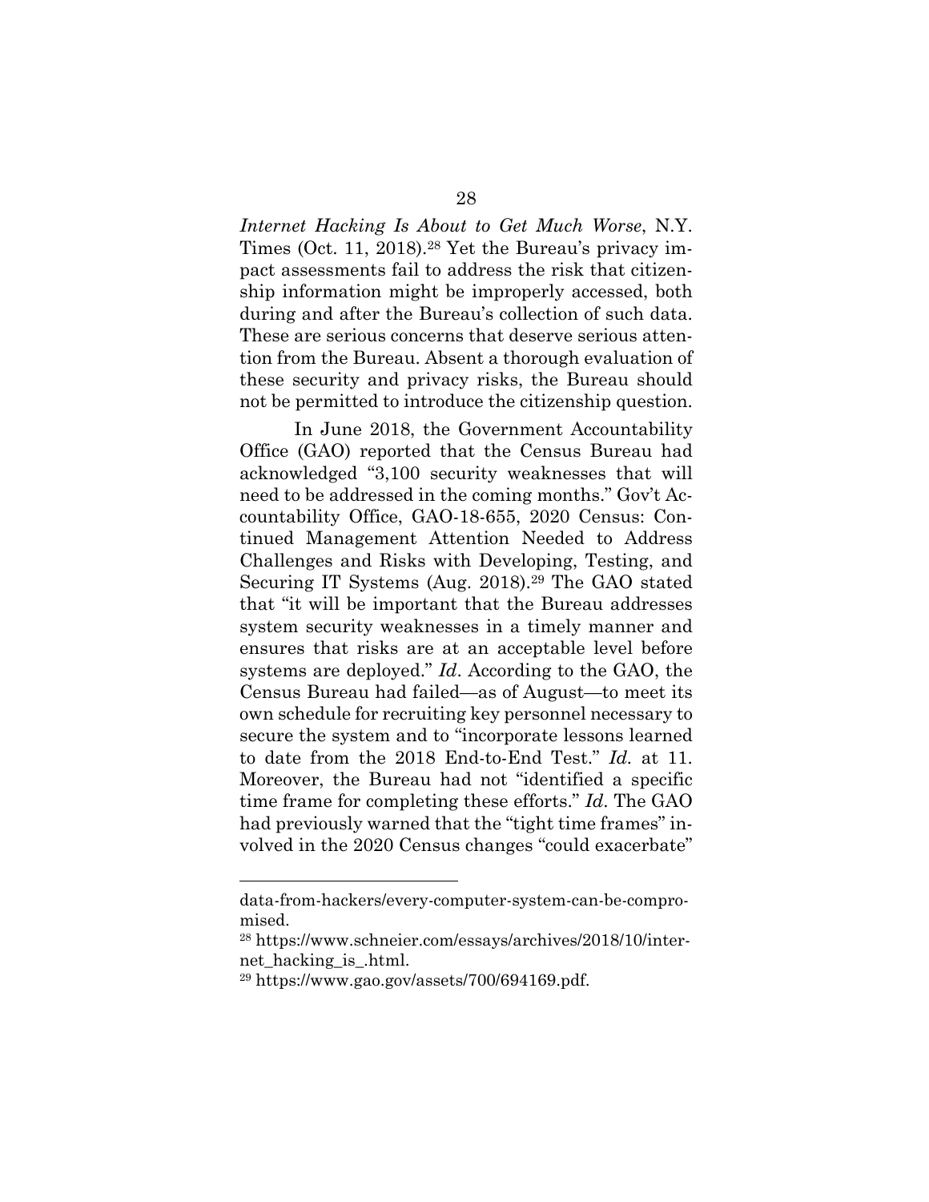*Internet Hacking Is About to Get Much Worse*, N.Y. Times (Oct. 11, 2018).[28] Yet the Bureau's privacy impact assessments fail to address the risk that citizenship information might be improperly accessed, both during and after the Bureau's collection of such data. These are serious concerns that deserve serious attention from the Bureau. Absent a thorough evaluation of these security and privacy risks, the Bureau should not be permitted to introduce the citizenship question.

In June 2018, the Government Accountability Office (GAO) reported that the Census Bureau had acknowledged "3,100 security weaknesses that will need to be addressed in the coming months." Gov't Accountability Office, GAO-18-655, 2020 Census: Continued Management Attention Needed to Address Challenges and Risks with Developing, Testing, and Securing IT Systems (Aug. 2018).[29] The GAO stated that "it will be important that the Bureau addresses system security weaknesses in a timely manner and ensures that risks are at an acceptable level before systems are deployed." *Id*. According to the GAO, the Census Bureau had failed—as of August—to meet its own schedule for recruiting key personnel necessary to secure the system and to "incorporate lessons learned to date from the 2018 End-to-End Test." *Id.* at 11. Moreover, the Bureau had not "identified a specific time frame for completing these efforts." *Id*. The GAO had previously warned that the "tight time frames" involved in the 2020 Census changes "could exacerbate"

---

data-from-hackers/every-computer-system-can-be-compromised.

[28] https://www.schneier.com/essays/archives/2018/10/internet_hacking_is_.html.

[29] https://www.gao.gov/assets/700/694169.pdf.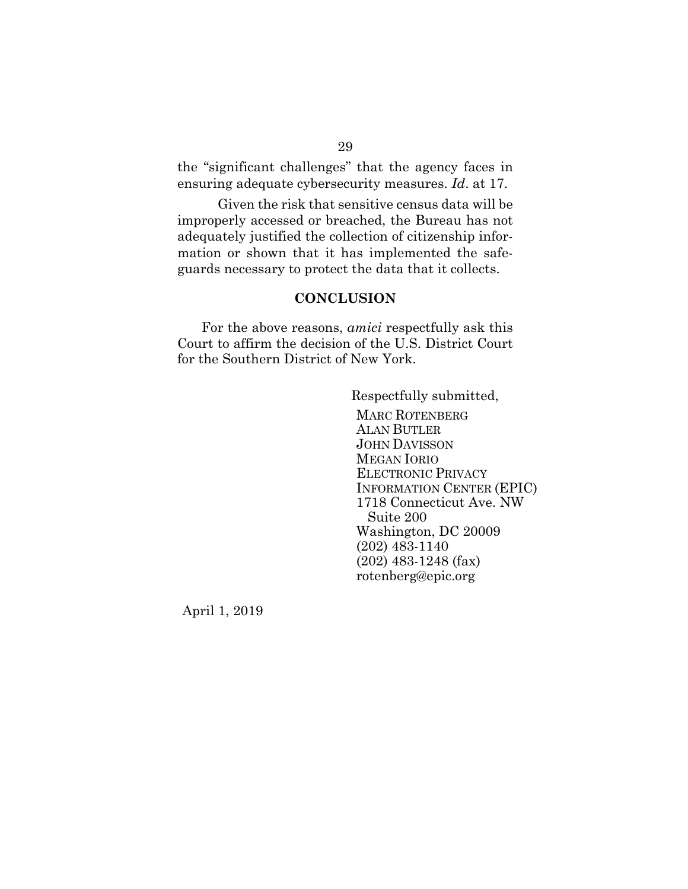the "significant challenges" that the agency faces in ensuring adequate cybersecurity measures. *Id*. at 17.

Given the risk that sensitive census data will be improperly accessed or breached, the Bureau has not adequately justified the collection of citizenship information or shown that it has implemented the safeguards necessary to protect the data that it collects.

## CONCLUSION

For the above reasons, *amici* respectfully ask this Court to affirm the decision of the U.S. District Court for the Southern District of New York.

Respectfully submitted,

MARC ROTENBERG
ALAN BUTLER
JOHN DAVISSON
MEGAN IORIO
ELECTRONIC PRIVACY
INFORMATION CENTER (EPIC)
1718 Connecticut Ave. NW
Suite 200
Washington, DC 20009
(202) 483-1140
(202) 483-1248 (fax)
rotenberg@epic.org

April 1, 2019